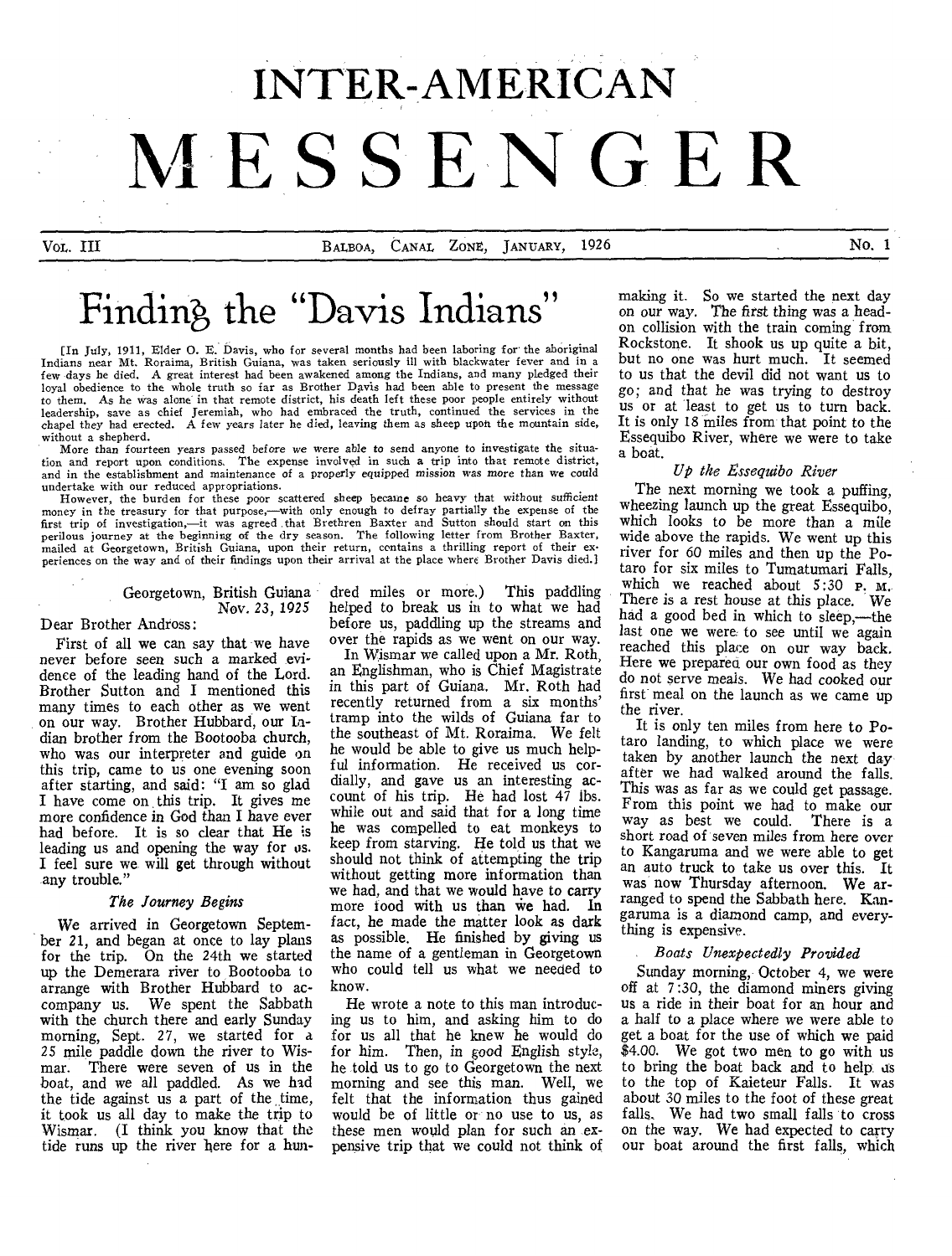# INTER-AMERICAN MESSENGER

VOL. III BALBOA, CANAL ZONE, JANUARY, 1926 No. 1

## Finding the "Davis Indians"

[In July, 1911, Elder O. E. Davis, who for several months had been laboring for the aboriginal Indians near Mt. Roraima, British Guiana, was taken seriously ill with blackwater fever and in a few days he died. A great interest had been awakened among the Indians, and many pledged their loyal obedience to the whole truth so far as Brother Davis had been able to present the message to them. As he was alone in that remote district, his death left these poor people entirely without leadership, save as chief Jeremiah, who had embraced the truth, continued the services in the chapel they had erected. A few years later he died, leaving them as sheep upon the mountain side, without a shepherd.

More than fourteen years passed before we were able to send anyone to investigate the situation and report upon conditions. The expense involved in such a trip into that remote district, and in the establishment and maintenance of a properly equipped mission was more than we could undertake with our reduced appropriations.

However, the burden for these poor scattered sheep became so heavy that without sufficient money in the treasury for that purpose,—with only enough to defray partially the expense of the first trip of investigation,—it was agreed that Brethren Baxter and Sutton should start on this perilous journey at the beginning of the dry season. The following letter from Brother Baxter, mailed at Georgetown, British Guiana, upon their return, contains a thrilling report of their experiences on the way and of their findings upon their arrival at the place where Brother Davis died.]

Georgetown, British Guiana
Nov. 23, 1925

Dear Brother Andross:

First of all we can say that we have never before seen such a marked evidence of the leading hand of the Lord. Brother Sutton and I mentioned this many times to each other as we went on our way. Brother Hubbard, our Indian brother from the Bootooba church, who was our interpreter and guide on this trip, came to us one evening soon after starting, and said: "I am so glad I have come on this trip. It gives me more confidence in God than I have ever had before. It is so clear that He is leading us and opening the way for us. I feel sure we will get through without any trouble."

### *The Journey Begins*

We arrived in Georgetown September 21, and began at once to lay plans for the trip. On the 24th we started up the Demerara river to Bootooba to arrange with Brother Hubbard to accompany us. We spent the Sabbath with the church there and early Sunday morning, Sept. 27, we started for a 25 mile paddle down the river to Wismar. There were seven of us in the boat, and we all paddled. As we had the tide against us a part of the time, it took us all day to make the trip to Wismar. (I think you know that the tide runs up the river here for a hundred miles or more.) This paddling helped to break us in to what we had before us, paddling up the streams and over the rapids as we went on our way.

In Wismar we called upon a Mr. Roth, an Englishman, who is Chief Magistrate in this part of Guiana. Mr. Roth had recently returned from a six months' tramp into the wilds of Guiana far to the southeast of Mt. Roraima. We felt he would be able to give us much helpful information. He received us cordially, and gave us an interesting account of his trip. He had lost 47 lbs. while out and said that for a long time he was compelled to eat monkeys to keep from starving. He told us that we should not think of attempting the trip without getting more information than we had, and that we would have to carry more food with us than we had. In fact, he made the matter look as dark as possible. He finished by giving us the name of a gentleman in Georgetown who could tell us what we needed to know.

He wrote a note to this man introducing us to him, and asking him to do for us all that he knew he would do for him. Then, in good English style, he told us to go to Georgetown the next morning and see this man. Well, we felt that the information thus gained would be of little or no use to us, as these men would plan for such an expensive trip that we could not think of making it. So we started the next day on our way. The first thing was a head-on collision with the train coming from Rockstone. It shook us up quite a bit, but no one was hurt much. It seemed to us that the devil did not want us to go; and that he was trying to destroy us or at least to get us to turn back. It is only 18 miles from that point to the Essequibo River, where we were to take a boat.

### *Up the Essequibo River*

The next morning we took a puffing, wheezing launch up the great Essequibo, which looks to be more than a mile wide above the rapids. We went up this river for 60 miles and then up the Potaro for six miles to Tumatumari Falls, which we reached about 5:30 P. M. There is a rest house at this place. We had a good bed in which to sleep,—the last one we were to see until we again reached this place on our way back. Here we prepared our own food as they do not serve meals. We had cooked our first meal on the launch as we came up the river.

It is only ten miles from here to Potaro landing, to which place we were taken by another launch the next day after we had walked around the falls. This was as far as we could get passage. From this point we had to make our way as best we could. There is a short road of seven miles from here over to Kangaruma and we were able to get an auto truck to take us over this. It was now Thursday afternoon. We arranged to spend the Sabbath here. Kangaruma is a diamond camp, and everything is expensive.

### *Boats Unexpectedly Provided*

Sunday morning, October 4, we were off at 7:30, the diamond miners giving us a ride in their boat for an hour and a half to a place where we were able to get a boat for the use of which we paid $4.00. We got two men to go with us to bring the boat back and to help us to the top of Kaieteur Falls. It was about 30 miles to the foot of these great falls. We had two small falls to cross on the way. We had expected to carry our boat around the first falls, which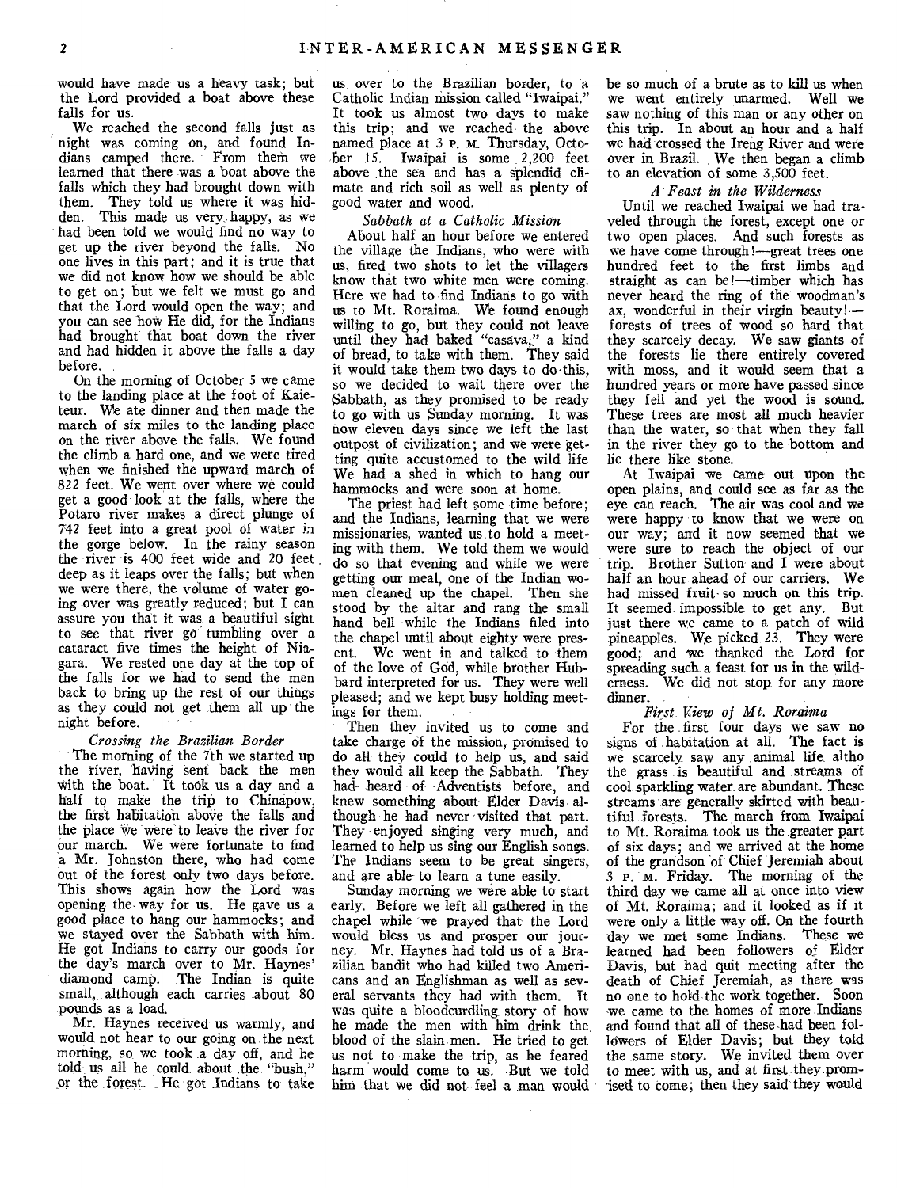would have made us a heavy task; but the Lord provided a boat above these falls for us.

We reached the second falls just as night was coming on, and found Indians camped there. From them we learned that there was a boat above the falls which they had brought down with them. They told us where it was hidden. This made us very happy, as we had been told we would find no way to get up the river beyond the falls. No one lives in this part; and it is true that we did not know how we should be able to get on; but we felt we must go and that the Lord would open the way; and you can see how He did, for the Indians had brought that boat down the river and had hidden it above the falls a day before.

On the morning of October 5 we came to the landing place at the foot of Kaieteur. We ate dinner and then made the march of six miles to the landing place on the river above the falls. We found the climb a hard one, and we were tired when we finished the upward march of 822 feet. We went over where we could get a good look at the falls, where the Potaro river makes a direct plunge of 742 feet into a great pool of water in the gorge below. In the rainy season the river is 400 feet wide and 20 feet deep as it leaps over the falls; but when we were there, the volume of water going over was greatly reduced; but I can assure you that it was a beautiful sight to see that river go tumbling over a cataract five times the height of Niagara. We rested one day at the top of the falls for we had to send the men back to bring up the rest of our things as they could not get them all up the night before.

### *Crossing the Brazilian Border*

The morning of the 7th we started up the river, having sent back the men with the boat. It took us a day and a half to make the trip to Chinapow, the first habitation above the falls and the place we were to leave the river for our march. We were fortunate to find a Mr. Johnston there, who had come out of the forest only two days before. This shows again how the Lord was opening the way for us. He gave us a good place to hang our hammocks; and we stayed over the Sabbath with him. He got Indians to carry our goods for the day's march over to Mr. Haynes' diamond camp. The Indian is quite small, although each carries about 80 pounds as a load.

Mr. Haynes received us warmly, and would not hear to our going on the next morning, so we took a day off, and he told us all he could about the "bush," or the forest. He got Indians to take us over to the Brazilian border, to a Catholic Indian mission called "Iwaipai." It took us almost two days to make this trip; and we reached the above named place at 3 P. M. Thursday, October 15. Iwaipai is some 2,200 feet above the sea and has a splendid climate and rich soil as well as plenty of good water and wood.

### *Sabbath at a Catholic Mission*

About half an hour before we entered the village the Indians, who were with us, fired two shots to let the villagers know that two white men were coming. Here we had to find Indians to go with us to Mt. Roraima. We found enough willing to go, but they could not leave until they had baked "casava," a kind of bread, to take with them. They said it would take them two days to do this, so we decided to wait there over the Sabbath, as they promised to be ready to go with us Sunday morning. It was now eleven days since we left the last outpost of civilization; and we were getting quite accustomed to the wild life We had a shed in which to hang our hammocks and were soon at home.

The priest had left some time before; and the Indians, learning that we were missionaries, wanted us to hold a meeting with them. We told them we would do so that evening and while we were getting our meal, one of the Indian women cleaned up the chapel. Then she stood by the altar and rang the small hand bell while the Indians filed into the chapel until about eighty were present. We went in and talked to them of the love of God, while brother Hubbard interpreted for us. They were well pleased; and we kept busy holding meetings for them.

Then they invited us to come and take charge of the mission, promised to do all they could to help us, and said they would all keep the Sabbath. They had heard of Adventists before, and knew something about Elder Davis although he had never visited that part. They enjoyed singing very much, and learned to help us sing our English songs. The Indians seem to be great singers, and are able to learn a tune easily.

Sunday morning we were able to start early. Before we left all gathered in the chapel while we prayed that the Lord would bless us and prosper our journey. Mr. Haynes had told us of a Brazilian bandit who had killed two Americans and an Englishman as well as several servants they had with them. It was quite a bloodcurdling story of how he made the men with him drink the blood of the slain men. He tried to get us not to make the trip, as he feared harm would come to us. But we told him that we did not feel a man would be so much of a brute as to kill us when we went entirely unarmed. Well we saw nothing of this man or any other on this trip. In about an hour and a half we had crossed the Ireng River and were over in Brazil. We then began a climb to an elevation of some 3,500 feet.

### *A Feast in the Wilderness*

Until we reached Iwaipai we had traveled through the forest, except one or two open places. And such forests as we have come through!—great trees one hundred feet to the first limbs and straight as can be!—timber which has never heard the ring of the woodman's ax, wonderful in their virgin beauty!—forests of trees of wood so hard that they scarcely decay. We saw giants of the forests lie there entirely covered with moss, and it would seem that a hundred years or more have passed since they fell and yet the wood is sound. These trees are most all much heavier than the water, so that when they fall in the river they go to the bottom and lie there like stone.

At Iwaipai we came out upon the open plains, and could see as far as the eye can reach. The air was cool and we were happy to know that we were on our way; and it now seemed that we were sure to reach the object of our trip. Brother Sutton and I were about half an hour ahead of our carriers. We had missed fruit so much on this trip. It seemed impossible to get any. But just there we came to a patch of wild pineapples. We picked 23. They were good; and we thanked the Lord for spreading such a feast for us in the wilderness. We did not stop for any more dinner.

### *First View of Mt. Roraima*

For the first four days we saw no signs of habitation at all. The fact is we scarcely saw any animal life altho the grass is beautiful and streams of cool sparkling water are abundant. These streams are generally skirted with beautiful forests. The march from Iwaipai to Mt. Roraima took us the greater part of six days; and we arrived at the home of the grandson of Chief Jeremiah about 3 P. M. Friday. The morning of the third day we came all at once into view of Mt. Roraima; and it looked as if it were only a little way off. On the fourth day we met some Indians. These we learned had been followers of Elder Davis, but had quit meeting after the death of Chief Jeremiah, as there was no one to hold the work together. Soon we came to the homes of more Indians and found that all of these had been followers of Elder Davis; but they told the same story. We invited them over to meet with us, and at first they promised to come; then they said they would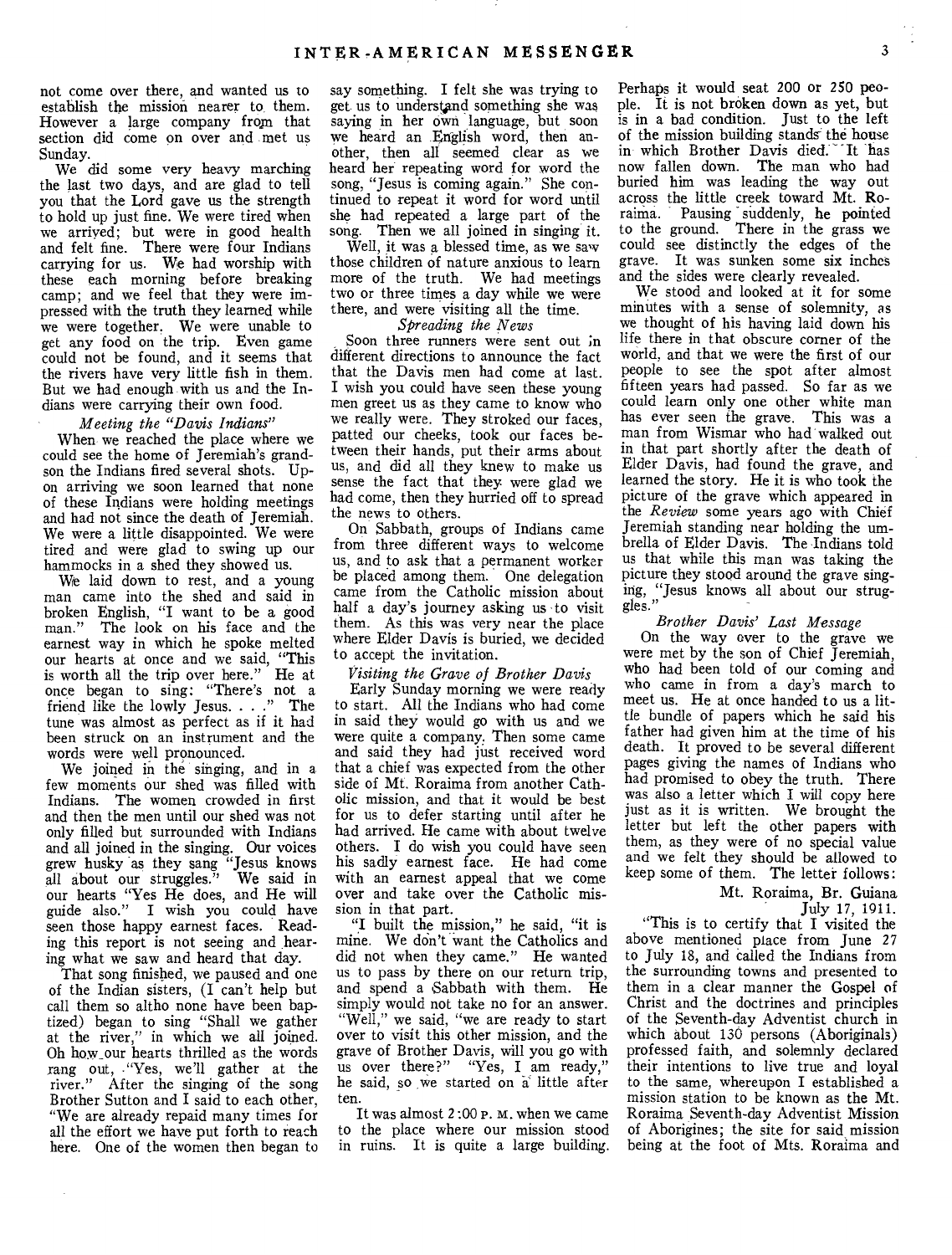not come over there, and wanted us to establish the mission nearer to them. However a large company from that section did come on over and met us Sunday.

We did some very heavy marching the last two days, and are glad to tell you that the Lord gave us the strength to hold up just fine. We were tired when we arrived; but were in good health and felt fine. There were four Indians carrying for us. We had worship with these each morning before breaking camp; and we feel that they were impressed with the truth they learned while we were together. We were unable to get any food on the trip. Even game could not be found, and it seems that the rivers have very little fish in them. But we had enough with us and the Indians were carrying their own food.

*Meeting the "Davis Indians"*

When we reached the place where we could see the home of Jeremiah's grandson the Indians fired several shots. Upon arriving we soon learned that none of these Indians were holding meetings and had not since the death of Jeremiah. We were a little disappointed. We were tired and were glad to swing up our hammocks in a shed they showed us.

We laid down to rest, and a young man came into the shed and said in broken English, "I want to be a good man." The look on his face and the earnest way in which he spoke melted our hearts at once and we said, "This is worth all the trip over here." He at once began to sing: "There's not a friend like the lowly Jesus. . . ." The tune was almost as perfect as if it had been struck on an instrument and the words were well pronounced.

We joined in the singing, and in a few moments our shed was filled with Indians. The women crowded in first and then the men until our shed was not only filled but surrounded with Indians and all joined in the singing. Our voices grew husky as they sang "Jesus knows all about our struggles." We said in our hearts "Yes He does, and He will guide also." I wish you could have seen those happy earnest faces. Reading this report is not seeing and hearing what we saw and heard that day.

That song finished, we paused and one of the Indian sisters, (I can't help but call them so altho none have been baptized) began to sing "Shall we gather at the river," in which we all joined. Oh how our hearts thrilled as the words rang out, "Yes, we'll gather at the river." After the singing of the song Brother Sutton and I said to each other, "We are already repaid many times for all the effort we have put forth to reach here. One of the women then began to say something. I felt she was trying to get us to understand something she was saying in her own language, but soon we heard an English word, then another, then all seemed clear as we heard her repeating word for word the song, "Jesus is coming again." She continued to repeat it word for word until she had repeated a large part of the song. Then we all joined in singing it.

Well, it was a blessed time, as we saw those children of nature anxious to learn more of the truth. We had meetings two or three times a day while we were there, and were visiting all the time.

*Spreading the News*

Soon three runners were sent out in different directions to announce the fact that the Davis men had come at last. I wish you could have seen these young men greet us as they came to know who we really were. They stroked our faces, patted our cheeks, took our faces between their hands, put their arms about us, and did all they knew to make us sense the fact that they were glad we had come, then they hurried off to spread the news to others.

On Sabbath, groups of Indians came from three different ways to welcome us, and to ask that a permanent worker be placed among them. One delegation came from the Catholic mission about half a day's journey asking us to visit them. As this was very near the place where Elder Davis is buried, we decided to accept the invitation.

*Visiting the Grave of Brother Davis*

Early Sunday morning we were ready to start. All the Indians who had come in said they would go with us and we were quite a company. Then some came and said they had just received word that a chief was expected from the other side of Mt. Roraima from another Catholic mission, and that it would be best for us to defer starting until after he had arrived. He came with about twelve others. I do wish you could have seen his sadly earnest face. He had come with an earnest appeal that we come over and take over the Catholic mission in that part.

"I built the mission," he said, "it is mine. We don't want the Catholics and did not when they came." He wanted us to pass by there on our return trip, and spend a Sabbath with them. He simply would not take no for an answer. "Well," we said, "we are ready to start over to visit this other mission, and the grave of Brother Davis, will you go with us over there?" "Yes, I am ready," he said, so we started on a little after ten.

It was almost 2:00 P. M. when we came to the place where our mission stood in ruins. It is quite a large building. Perhaps it would seat 200 or 250 people. It is not broken down as yet, but is in a bad condition. Just to the left of the mission building stands the house in which Brother Davis died. It has now fallen down. The man who had buried him was leading the way out across the little creek toward Mt. Roraima. Pausing suddenly, he pointed to the ground. There in the grass we could see distinctly the edges of the grave. It was sunken some six inches and the sides were clearly revealed.

We stood and looked at it for some minutes with a sense of solemnity, as we thought of his having laid down his life there in that obscure corner of the world, and that we were the first of our people to see the spot after almost fifteen years had passed. So far as we could learn only one other white man has ever seen the grave. This was a man from Wismar who had walked out in that part shortly after the death of Elder Davis, had found the grave, and learned the story. He it is who took the picture of the grave which appeared in the *Review* some years ago with Chief Jeremiah standing near holding the umbrella of Elder Davis. The Indians told us that while this man was taking the picture they stood around the grave singing, "Jesus knows all about our struggles."

*Brother Davis' Last Message*

On the way over to the grave we were met by the son of Chief Jeremiah, who had been told of our coming and who came in from a day's march to meet us. He at once handed to us a little bundle of papers which he said his father had given him at the time of his death. It proved to be several different pages giving the names of Indians who had promised to obey the truth. There was also a letter which I will copy here just as it is written. We brought the letter but left the other papers with them, as they were of no special value and we felt they should be allowed to keep some of them. The letter follows:

Mt. Roraima, Br. Guiana
July 17, 1911.

"This is to certify that I visited the above mentioned place from June 27 to July 18, and called the Indians from the surrounding towns and presented to them in a clear manner the Gospel of Christ and the doctrines and principles of the Seventh-day Adventist church in which about 130 persons (Aboriginals) professed faith, and solemnly declared their intentions to live true and loyal to the same, whereupon I established a mission station to be known as the Mt. Roraima Seventh-day Adventist Mission of Aborigines; the site for said mission being at the foot of Mts. Roraima and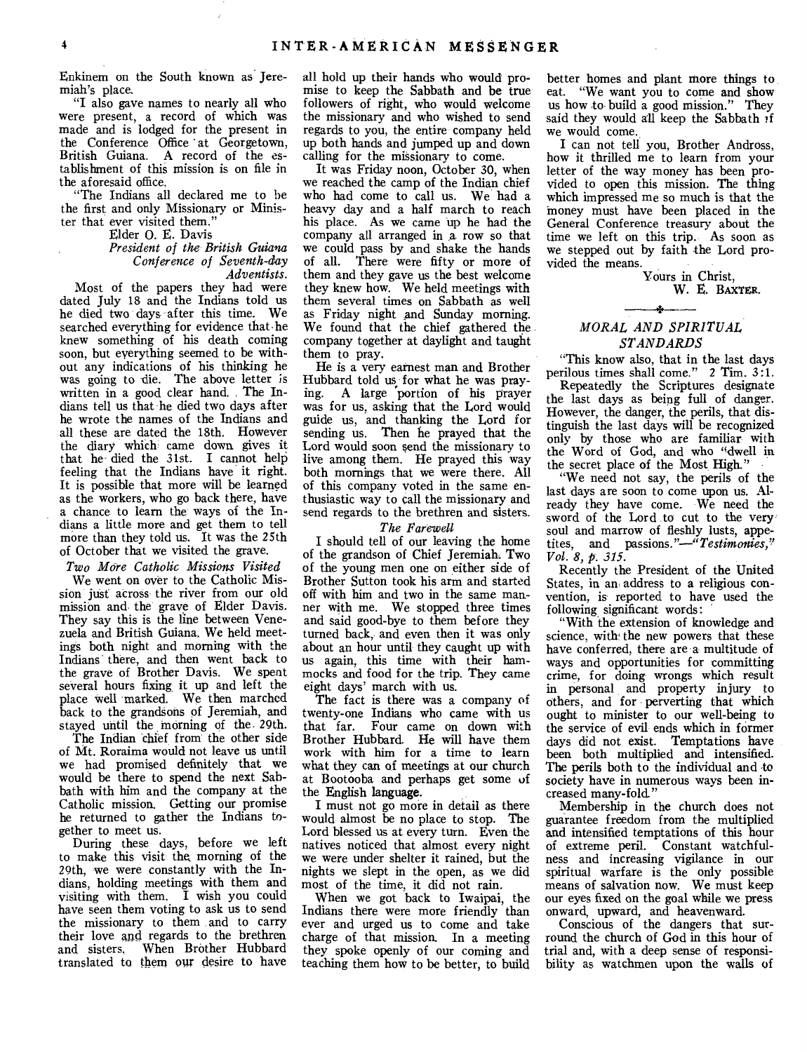Enkinem on the South known as Jeremiah's place.

"I also gave names to nearly all who were present, a record of which was made and is lodged for the present in the Conference Office at Georgetown, British Guiana. A record of the establishment of this mission is on file in the aforesaid office.

"The Indians all declared me to be the first and only Missionary or Minister that ever visited them."

Elder O. E. Davis
*President of the British Guiana Conference of Seventh-day Adventists.*

Most of the papers they had were dated July 18 and the Indians told us he died two days after this time. We searched everything for evidence that he knew something of his death coming soon, but everything seemed to be without any indications of his thinking he was going to die. The above letter is written in a good clear hand. The Indians tell us that he died two days after he wrote the names of the Indians and all these are dated the 18th. However the diary which came down gives it that he died the 31st. I cannot help feeling that the Indians have it right. It is possible that more will be learned as the workers, who go back there, have a chance to learn the ways of the Indians a little more and get them to tell more than they told us. It was the 25th of October that we visited the grave.

*Two More Catholic Missions Visited*

We went on over to the Catholic Mission just across the river from our old mission and the grave of Elder Davis. They say this is the line between Venezuela and British Guiana. We held meetings both night and morning with the Indians there, and then went back to the grave of Brother Davis. We spent several hours fixing it up and left the place well marked. We then marched back to the grandsons of Jeremiah, and stayed until the morning of the 29th.

The Indian chief from the other side of Mt. Roraima would not leave us until we had promised definitely that we would be there to spend the next Sabbath with him and the company at the Catholic mission. Getting our promise he returned to gather the Indians together to meet us.

During these days, before we left to make this visit the morning of the 29th, we were constantly with the Indians, holding meetings with them and visiting with them. I wish you could have seen them voting to ask us to send the missionary to them and to carry their love and regards to the brethren and sisters. When Brother Hubbard translated to them our desire to have all hold up their hands who would promise to keep the Sabbath and be true followers of right, who would welcome the missionary and who wished to send regards to you, the entire company held up both hands and jumped up and down calling for the missionary to come.

It was Friday noon, October 30, when we reached the camp of the Indian chief who had come to call us. We had a heavy day and a half march to reach his place. As we came up he had the company all arranged in a row so that we could pass by and shake the hands of all. There were fifty or more of them and they gave us the best welcome they knew how. We held meetings with them several times on Sabbath as well as Friday night and Sunday morning. We found that the chief gathered the company together at daylight and taught them to pray.

He is a very earnest man and Brother Hubbard told us for what he was praying. A large portion of his prayer was for us, asking that the Lord would guide us, and thanking the Lord for sending us. Then he prayed that the Lord would soon send the missionary to live among them. He prayed this way both mornings that we were there. All of this company voted in the same enthusiastic way to call the missionary and send regards to the brethren and sisters.

*The Farewell*

I should tell of our leaving the home of the grandson of Chief Jeremiah. Two of the young men one on either side of Brother Sutton took his arm and started off with him and two in the same manner with me. We stopped three times and said good-bye to them before they turned back, and even then it was only about an hour until they caught up with us again, this time with their hammocks and food for the trip. They came eight days' march with us.

The fact is there was a company of twenty-one Indians who came with us that far. Four came on down with Brother Hubbard. He will have them work with him for a time to learn what they can of meetings at our church at Bootooba and perhaps get some of the English language.

I must not go more in detail as there would almost be no place to stop. The Lord blessed us at every turn. Even the natives noticed that almost every night we were under shelter it rained, but the nights we slept in the open, as we did most of the time, it did not rain.

When we got back to Iwaipai, the Indians there were more friendly than ever and urged us to come and take charge of that mission. In a meeting they spoke openly of our coming and teaching them how to be better, to build better homes and plant more things to eat. "We want you to come and show us how to build a good mission." They said they would all keep the Sabbath if we would come.

I can not tell you, Brother Andross, how it thrilled me to learn from your letter of the way money has been provided to open this mission. The thing which impressed me so much is that the money must have been placed in the General Conference treasury about the time we left on this trip. As soon as we stepped out by faith the Lord provided the means.

Yours in Christ,
W. E. Baxter.

### *MORAL AND SPIRITUAL STANDARDS*

"This know also, that in the last days perilous times shall come." 2 Tim. 3:1.

Repeatedly the Scriptures designate the last days as being full of danger. However, the danger, the perils, that distinguish the last days will be recognized only by those who are familiar with the Word of God, and who "dwell in the secret place of the Most High."

"We need not say, the perils of the last days are soon to come upon us. Already they have come. We need the sword of the Lord to cut to the very soul and marrow of fleshly lusts, appetites, and passions."—*"Testimonies," Vol. 8, p. 315.*

Recently the President of the United States, in an address to a religious convention, is reported to have used the following significant words:

"With the extension of knowledge and science, with the new powers that these have conferred, there are a multitude of ways and opportunities for committing crime, for doing wrongs which result in personal and property injury to others, and for perverting that which ought to minister to our well-being to the service of evil ends which in former days did not exist. Temptations have been both multiplied and intensified. The perils both to the individual and to society have in numerous ways been increased many-fold."

Membership in the church does not guarantee freedom from the multiplied and intensified temptations of this hour of extreme peril. Constant watchfulness and increasing vigilance in our spiritual warfare is the only possible means of salvation now. We must keep our eyes fixed on the goal while we press onward, upward, and heavenward.

Conscious of the dangers that surround the church of God in this hour of trial and, with a deep sense of responsibility as watchmen upon the walls of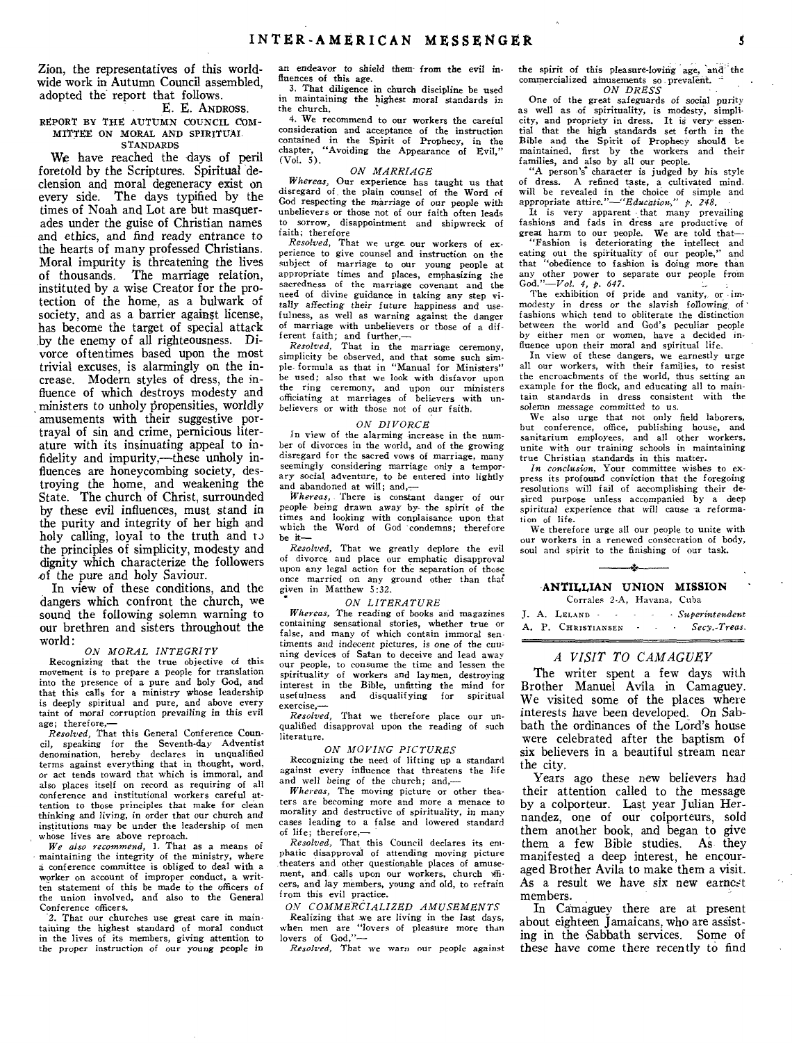Zion, the representatives of this worldwide work in Autumn Council assembled, adopted the report that follows.

E. E. ANDROSS.

REPORT BY THE AUTUMN COUNCIL COMMITTEE ON MORAL AND SPIRITUAL STANDARDS

We have reached the days of peril foretold by the Scriptures. Spiritual declension and moral degeneracy exist on every side. The days typified by the times of Noah and Lot are but masquerades under the guise of Christian names and ethics, and find ready entrance to the hearts of many professed Christians. Moral impurity is threatening the lives of thousands. The marriage relation, instituted by a wise Creator for the protection of the home, as a bulwark of society, and as a barrier against license, has become the target of special attack by the enemy of all righteousness. Divorce oftentimes based upon the most trivial excuses, is alarmingly on the increase. Modern styles of dress, the influence of which destroys modesty and ministers to unholy propensities, worldly amusements with their suggestive portrayal of sin and crime, pernicious literature with its insinuating appeal to infidelity and impurity,—these unholy influences are honeycombing society, destroying the home, and weakening the State. The church of Christ, surrounded by these evil influences, must stand in the purity and integrity of her high and holy calling, loyal to the truth and to the principles of simplicity, modesty and dignity which characterize the followers of the pure and holy Saviour.

In view of these conditions, and the dangers which confront the church, we sound the following solemn warning to our brethren and sisters throughout the world:

*ON MORAL INTEGRITY*

Recognizing that the true objective of this movement is to prepare a people for translation into the presence of a pure and holy God, and that this calls for a ministry whose leadership is deeply spiritual and pure, and above every taint of moral corruption prevailing in this evil age; therefore,—

*Resolved,* That this General Conference Council, speaking for the Seventh-day Adventist denomination, hereby declares in unqualified terms against everything that in thought, word, or act tends toward that which is immoral, and also places itself on record as requiring of all conference and institutional workers careful attention to those principles that make for clean thinking and living, in order that our church and institutions may be under the leadership of men whose lives are above reproach.

*We also recommend,* 1. That as a means of maintaining the integrity of the ministry, where a conference committee is obliged to deal with a worker on account of improper conduct, a written statement of this be made to the officers of the union involved, and also to the General Conference officers.

2. That our churches use great care in maintaining the highest standard of moral conduct in the lives of its members, giving attention to the proper instruction of our young people in an endeavor to shield them from the evil influences of this age.

3. That diligence in church discipline be used in maintaining the highest moral standards in the church.

4. We recommend to our workers the careful consideration and acceptance of the instruction contained in the Spirit of Prophecy, in the chapter, "Avoiding the Appearance of Evil," (Vol. 5).

*ON MARRIAGE*

*Whereas,* Our experience has taught us that disregard of the plain counsel of the Word of God respecting the marriage of our people with unbelievers or those not of our faith often leads to sorrow, disappointment and shipwreck of faith; therefore

*Resolved,* That we urge our workers of experience to give counsel and instruction on the subject of marriage to our young people at appropriate times and places, emphasizing the sacredness of the marriage covenant and the need of divine guidance in taking any step vitally affecting their future happiness and usefulness, as well as warning against the danger of marriage with unbelievers or those of a different faith; and further,—

*Resolved,* That in the marriage ceremony, simplicity be observed, and that some such simple formula as that in "Manual for Ministers" be used; also that we look with disfavor upon the ring ceremony, and upon our ministers officiating at marriages of believers with unbelievers or with those not of our faith.

*ON DIVORCE*

In view of the alarming increase in the number of divorces in the world, and of the growing disregard for the sacred vows of marriage, many seemingly considering marriage only a temporary social adventure, to be entered into lightly and abandoned at will; and,—

*Whereas,* There is constant danger of our people being drawn away by the spirit of the times and looking with complaisance upon that which the Word of God condemns; therefore be it—

*Resolved,* That we greatly deplore the evil of divorce and place our emphatic disapproval upon any legal action for the separation of those once married on any ground other than that given in Matthew 5:32.

*ON LITERATURE*

*Whereas,* The reading of books and magazines containing sensational stories, whether true or false, and many of which contain immoral sentiments and indecent pictures, is one of the cunning devices of Satan to deceive and lead away our people, to consume the time and lessen the spirituality of workers and laymen, destroying interest in the Bible, unfitting the mind for usefulness and disqualifying for spiritual exercise,—

*Resolved,* That we therefore place our unqualified disapproval upon the reading of such literature.

*ON MOVING PICTURES*

Recognizing the need of lifting up a standard against every influence that threatens the life and well being of the church; and,—

*Whereas,* The moving picture or other theaters are becoming more and more a menace to morality and destructive of spirituality, in many cases leading to a false and lowered standard of life; therefore,—

*Resolved,* That this Council declares its emphatic disapproval of attending moving picture theaters and other questionable places of amusement, and calls upon our workers, church officers, and lay members, young and old, to refrain from this evil practice.

*ON COMMERCIALIZED AMUSEMENTS*

Realizing that we are living in the last days, when men are "lovers of pleasure more than lovers of God,"—

*Resolved,* That we warn our people against the spirit of this pleasure-loving age, and the commercialized amusements so prevalent.

*ON DRESS*

One of the great safeguards of social purity as well as of spirituality, is modesty, simplicity, and propriety in dress. It is very essential that the high standards set forth in the Bible and the Spirit of Prophecy should be maintained, first by the workers and their families, and also by all our people.

"A person's character is judged by his style of dress. A refined taste, a cultivated mind, will be revealed in the choice of simple and appropriate attire."—*"Education," p. 248.*

It is very apparent that many prevailing fashions and fads in dress are productive of great harm to our people. We are told that—

"Fashion is deteriorating the intellect and eating out the spirituality of our people," and that "obedience to fashion is doing more than any other power to separate our people from God."—*Vol. 4, p. 647.*

The exhibition of pride and vanity, or immodesty in dress or the slavish following of fashions which tend to obliterate the distinction between the world and God's peculiar people by either men or women, have a decided influence upon their moral and spiritual life.

In view of these dangers, we earnestly urge all our workers, with their families, to resist the encroachments of the world, thus setting an example for the flock, and educating all to maintain standards in dress consistent with the solemn message committed to us.

We also urge that not only field laborers, but conference, office, publishing house, and sanitarium employees, and all other workers, unite with our training schools in maintaining true Christian standards in this matter.

*In conclusion,* Your committee wishes to express its profound conviction that the foregoing resolutions will fail of accomplishing their desired purpose unless accompanied by a deep spiritual experience that will cause a reformation of life.

We therefore urge all our people to unite with our workers in a renewed consecration of body, soul and spirit to the finishing of our task.

## ANTILLIAN UNION MISSION

Corrales 2-A, Havana, Cuba

J. A. LELAND - - - - - *Superintendent*
A. P. CHRISTIANSEN - - - *Secy.-Treas.*

## *A VISIT TO CAMAGUEY*

The writer spent a few days with Brother Manuel Avila in Camaguey. We visited some of the places where interests have been developed. On Sabbath the ordinances of the Lord's house were celebrated after the baptism of six believers in a beautiful stream near the city.

Years ago these new believers had their attention called to the message by a colporteur. Last year Julian Hernandez, one of our colporteurs, sold them another book, and began to give them a few Bible studies. As they manifested a deep interest, he encouraged Brother Avila to make them a visit. As a result we have six new earnest members.

In Camaguey there are at present about eighteen Jamaicans, who are assisting in the Sabbath services. Some of these have come there recently to find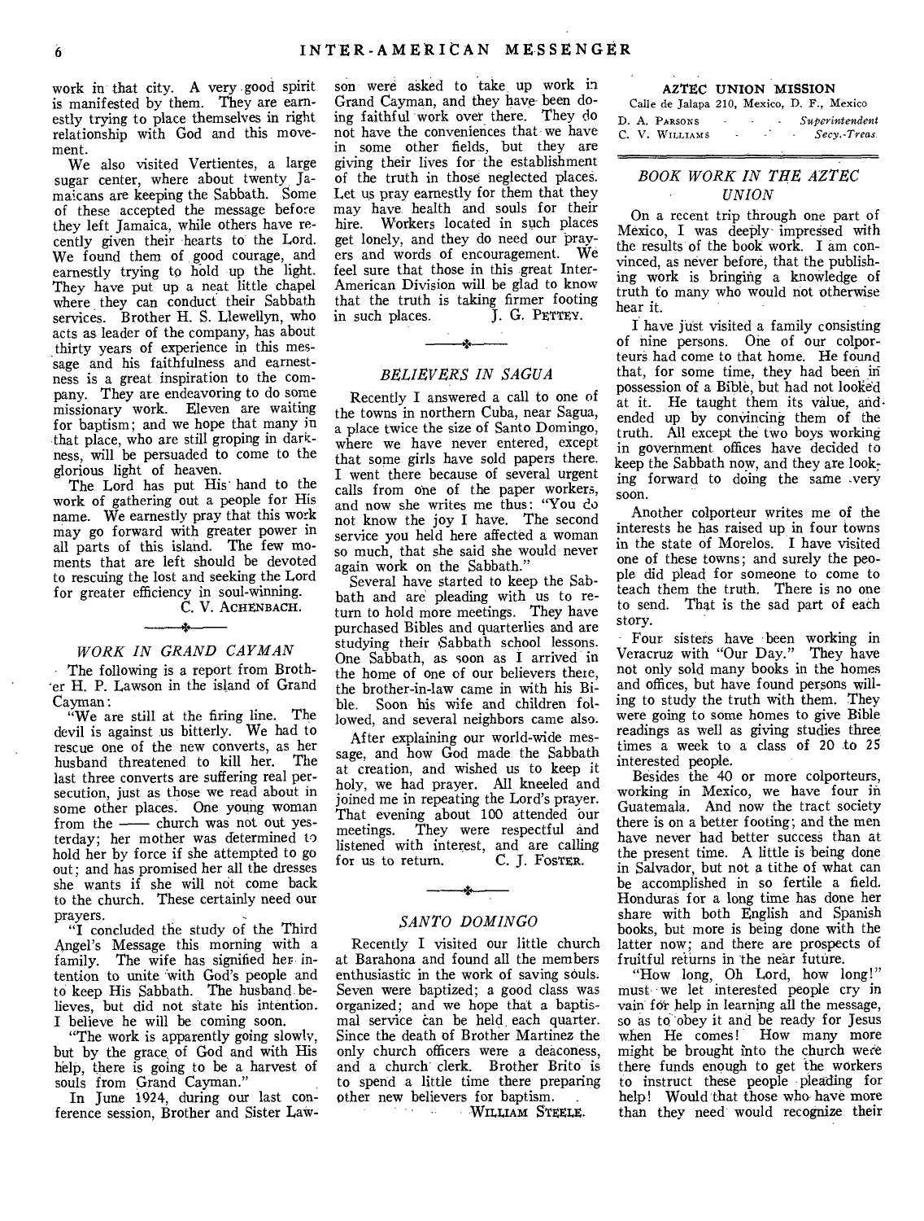work in that city. A very good spirit is manifested by them. They are earnestly trying to place themselves in right relationship with God and this movement.

We also visited Vertientes, a large sugar center, where about twenty Jamaicans are keeping the Sabbath. Some of these accepted the message before they left Jamaica, while others have recently given their hearts to the Lord. We found them of good courage, and earnestly trying to hold up the light. They have put up a neat little chapel where they can conduct their Sabbath services. Brother H. S. Llewellyn, who acts as leader of the company, has about thirty years of experience in this message and his faithfulness and earnestness is a great inspiration to the company. They are endeavoring to do some missionary work. Eleven are waiting for baptism; and we hope that many in that place, who are still groping in darkness, will be persuaded to come to the glorious light of heaven.

The Lord has put His hand to the work of gathering out a people for His name. We earnestly pray that this work may go forward with greater power in all parts of this island. The few moments that are left should be devoted to rescuing the lost and seeking the Lord for greater efficiency in soul-winning.

C. V. ACHENBACH.

## *WORK IN GRAND CAYMAN*

The following is a report from Brother H. P. Lawson in the island of Grand Cayman:

"We are still at the firing line. The devil is against us bitterly. We had to rescue one of the new converts, as her husband threatened to kill her. The last three converts are suffering real persecution, just as those we read about in some other places. One young woman from the —— church was not out yesterday; her mother was determined to hold her by force if she attempted to go out; and has promised her all the dresses she wants if she will not come back to the church. These certainly need our prayers.

"I concluded the study of the Third Angel's Message this morning with a family. The wife has signified her intention to unite with God's people and to keep His Sabbath. The husband believes, but did not state his intention. I believe he will be coming soon.

"The work is apparently going slowly, but by the grace of God and with His help, there is going to be a harvest of souls from Grand Cayman."

In June 1924, during our last conference session, Brother and Sister Lawson were asked to take up work in Grand Cayman, and they have been doing faithful work over there. They do not have the conveniences that we have in some other fields, but they are giving their lives for the establishment of the truth in those neglected places. Let us pray earnestly for them that they may have health and souls for their hire. Workers located in such places get lonely, and they do need our prayers and words of encouragement. We feel sure that those in this great Inter-American Division will be glad to know that the truth is taking firmer footing in such places.

J. G. PETTEY.

## *BELIEVERS IN SAGUA*

Recently I answered a call to one of the towns in northern Cuba, near Sagua, a place twice the size of Santo Domingo, where we have never entered, except that some girls have sold papers there. I went there because of several urgent calls from one of the paper workers, and now she writes me thus: "You do not know the joy I have. The second service you held here affected a woman so much, that she said she would never again work on the Sabbath."

Several have started to keep the Sabbath and are pleading with us to return to hold more meetings. They have purchased Bibles and quarterlies and are studying their Sabbath school lessons. One Sabbath, as soon as I arrived in the home of one of our believers there, the brother-in-law came in with his Bible. Soon his wife and children followed, and several neighbors came also.

After explaining our world-wide message, and how God made the Sabbath at creation, and wished us to keep it holy, we had prayer. All kneeled and joined me in repeating the Lord's prayer. That evening about 100 attended our meetings. They were respectful and listened with interest, and are calling for us to return.

C. J. FOSTER.

## *SANTO DOMINGO*

Recently I visited our little church at Barahona and found all the members enthusiastic in the work of saving souls. Seven were baptized; a good class was organized; and we hope that a baptismal service can be held each quarter. Since the death of Brother Martinez the only church officers were a deaconess, and a church clerk. Brother Brito is to spend a little time there preparing other new believers for baptism.

WILLIAM STEELE.

**AZTEC UNION MISSION**

Calle de Jalapa 210, Mexico, D. F., Mexico

D. A. PARSONS - - - *Superintendent*
C. V. WILLIAMS - - - *Secy.-Treas.*

## *BOOK WORK IN THE AZTEC UNION*

On a recent trip through one part of Mexico, I was deeply impressed with the results of the book work. I am convinced, as never before, that the publishing work is bringing a knowledge of truth to many who would not otherwise hear it.

I have just visited a family consisting of nine persons. One of our colporteurs had come to that home. He found that, for some time, they had been in possession of a Bible, but had not looked at it. He taught them its value, and ended up by convincing them of the truth. All except the two boys working in government offices have decided to keep the Sabbath now, and they are looking forward to doing the same very soon.

Another colporteur writes me of the interests he has raised up in four towns in the state of Morelos. I have visited one of these towns; and surely the people did plead for someone to come to teach them the truth. There is no one to send. That is the sad part of each story.

Four sisters have been working in Veracruz with "Our Day." They have not only sold many books in the homes and offices, but have found persons willing to study the truth with them. They were going to some homes to give Bible readings as well as giving studies three times a week to a class of 20 to 25 interested people.

Besides the 40 or more colporteurs, working in Mexico, we have four in Guatemala. And now the tract society there is on a better footing; and the men have never had better success than at the present time. A little is being done in Salvador, but not a tithe of what can be accomplished in so fertile a field. Honduras for a long time has done her share with both English and Spanish books, but more is being done with the latter now; and there are prospects of fruitful returns in the near future.

"How long, Oh Lord, how long!" must we let interested people cry in vain for help in learning all the message, so as to obey it and be ready for Jesus when He comes! How many more might be brought into the church were there funds enough to get the workers to instruct these people pleading for help! Would that those who have more than they need would recognize their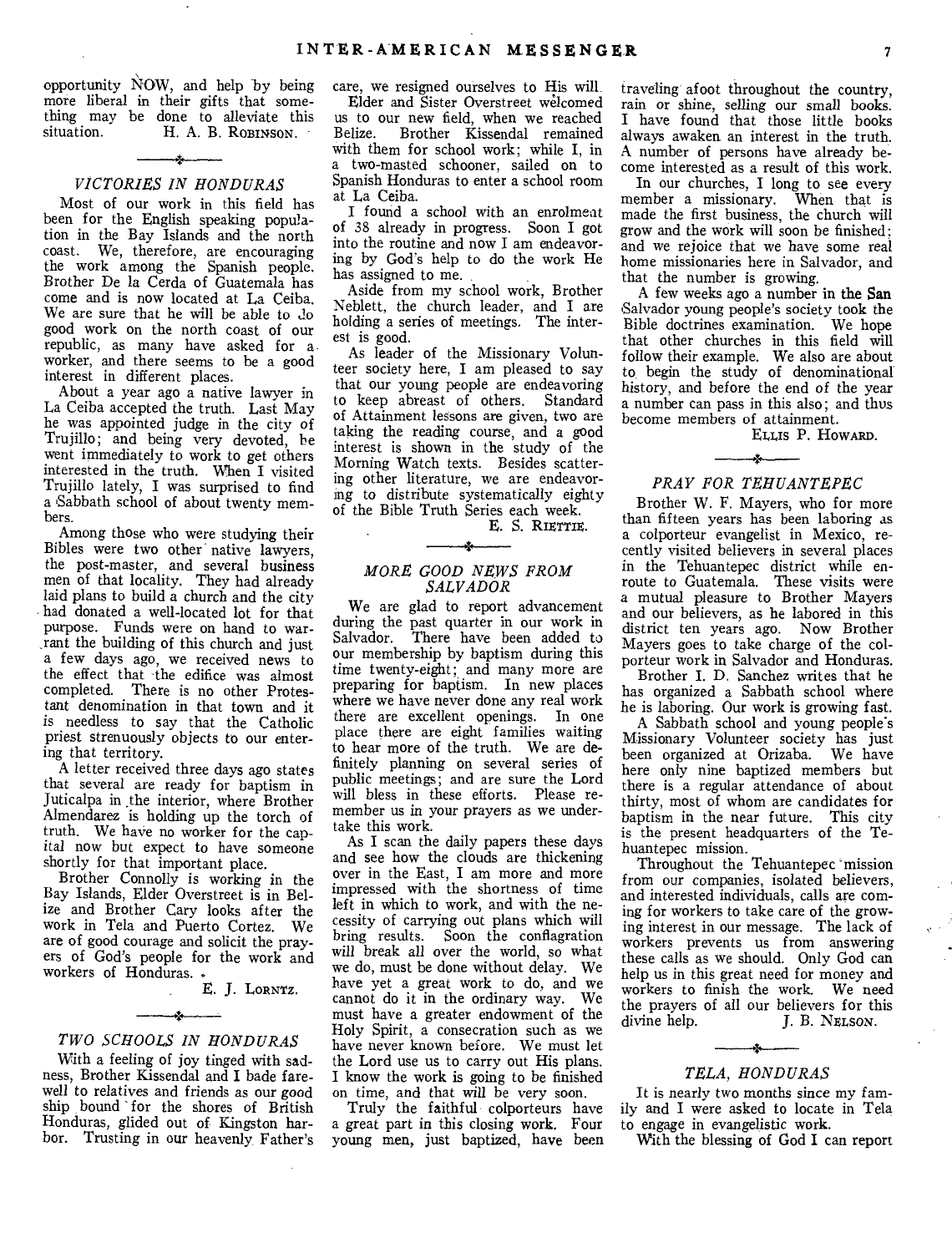opportunity NOW, and help by being more liberal in their gifts that something may be done to alleviate this situation.

H. A. B. ROBINSON.

### *VICTORIES IN HONDURAS*

Most of our work in this field has been for the English speaking population in the Bay Islands and the north coast. We, therefore, are encouraging the work among the Spanish people. Brother De la Cerda of Guatemala has come and is now located at La Ceiba. We are sure that he will be able to do good work on the north coast of our republic, as many have asked for a worker, and there seems to be a good interest in different places.

About a year ago a native lawyer in La Ceiba accepted the truth. Last May he was appointed judge in the city of Trujillo; and being very devoted, he went immediately to work to get others interested in the truth. When I visited Trujillo lately, I was surprised to find a Sabbath school of about twenty members.

Among those who were studying their Bibles were two other native lawyers, the post-master, and several business men of that locality. They had already laid plans to build a church and the city had donated a well-located lot for that purpose. Funds were on hand to warrant the building of this church and just a few days ago, we received news to the effect that the edifice was almost completed. There is no other Protestant denomination in that town and it is needless to say that the Catholic priest strenuously objects to our entering that territory.

A letter received three days ago states that several are ready for baptism in Juticalpa in the interior, where Brother Almendarez is holding up the torch of truth. We have no worker for the capital now but expect to have someone shortly for that important place.

Brother Connolly is working in the Bay Islands, Elder Overstreet is in Belize and Brother Cary looks after the work in Tela and Puerto Cortez. We are of good courage and solicit the prayers of God's people for the work and workers of Honduras.

E. J. LORNTZ.

### *TWO SCHOOLS IN HONDURAS*

With a feeling of joy tinged with sadness, Brother Kissendal and I bade farewell to relatives and friends as our good ship bound for the shores of British Honduras, glided out of Kingston harbor. Trusting in our heavenly Father's care, we resigned ourselves to His will.

Elder and Sister Overstreet welcomed us to our new field, when we reached Belize. Brother Kissendal remained with them for school work; while I, in a two-masted schooner, sailed on to Spanish Honduras to enter a school room at La Ceiba.

I found a school with an enrolment of 38 already in progress. Soon I got into the routine and now I am endeavoring by God's help to do the work He has assigned to me.

Aside from my school work, Brother Neblett, the church leader, and I are holding a series of meetings. The interest is good.

As leader of the Missionary Volunteer society here, I am pleased to say that our young people are endeavoring to keep abreast of others. Standard of Attainment lessons are given, two are taking the reading course, and a good interest is shown in the study of the Morning Watch texts. Besides scattering other literature, we are endeavoring to distribute systematically eighty of the Bible Truth Series each week.

E. S. RIETTIE.

### *MORE GOOD NEWS FROM SALVADOR*

We are glad to report advancement during the past quarter in our work in Salvador. There have been added to our membership by baptism during this time twenty-eight; and many more are preparing for baptism. In new places where we have never done any real work there are excellent openings. In one place there are eight families waiting to hear more of the truth. We are definitely planning on several series of public meetings; and are sure the Lord will bless in these efforts. Please remember us in your prayers as we undertake this work.

As I scan the daily papers these days and see how the clouds are thickening over in the East, I am more and more impressed with the shortness of time left in which to work, and with the necessity of carrying out plans which will bring results. Soon the conflagration will break all over the world, so what we do, must be done without delay. We have yet a great work to do, and we cannot do it in the ordinary way. We must have a greater endowment of the Holy Spirit, a consecration such as we have never known before. We must let the Lord use us to carry out His plans. I know the work is going to be finished on time, and that will be very soon.

Truly the faithful colporteurs have a great part in this closing work. Four young men, just baptized, have been traveling afoot throughout the country, rain or shine, selling our small books. I have found that those little books always awaken an interest in the truth. A number of persons have already become interested as a result of this work.

In our churches, I long to see every member a missionary. When that is made the first business, the church will grow and the work will soon be finished; and we rejoice that we have some real home missionaries here in Salvador, and that the number is growing.

A few weeks ago a number in the San Salvador young people's society took the Bible doctrines examination. We hope that other churches in this field will follow their example. We also are about to begin the study of denominational history, and before the end of the year a number can pass in this also; and thus become members of attainment.

ELLIS P. HOWARD.

### *PRAY FOR TEHUANTEPEC*

Brother W. F. Mayers, who for more than fifteen years has been laboring as a colporteur evangelist in Mexico, recently visited believers in several places in the Tehuantepec district while enroute to Guatemala. These visits were a mutual pleasure to Brother Mayers and our believers, as he labored in this district ten years ago. Now Brother Mayers goes to take charge of the colporteur work in Salvador and Honduras.

Brother I. D. Sanchez writes that he has organized a Sabbath school where he is laboring. Our work is growing fast.

A Sabbath school and young people's Missionary Volunteer society has just been organized at Orizaba. We have here only nine baptized members but there is a regular attendance of about thirty, most of whom are candidates for baptism in the near future. This city is the present headquarters of the Tehuantepec mission.

Throughout the Tehuantepec mission from our companies, isolated believers, and interested individuals, calls are coming for workers to take care of the growing interest in our message. The lack of workers prevents us from answering these calls as we should. Only God can help us in this great need for money and workers to finish the work. We need the prayers of all our believers for this divine help.

J. B. NELSON.

### *TELA, HONDURAS*

It is nearly two months since my family and I were asked to locate in Tela to engage in evangelistic work.

With the blessing of God I can report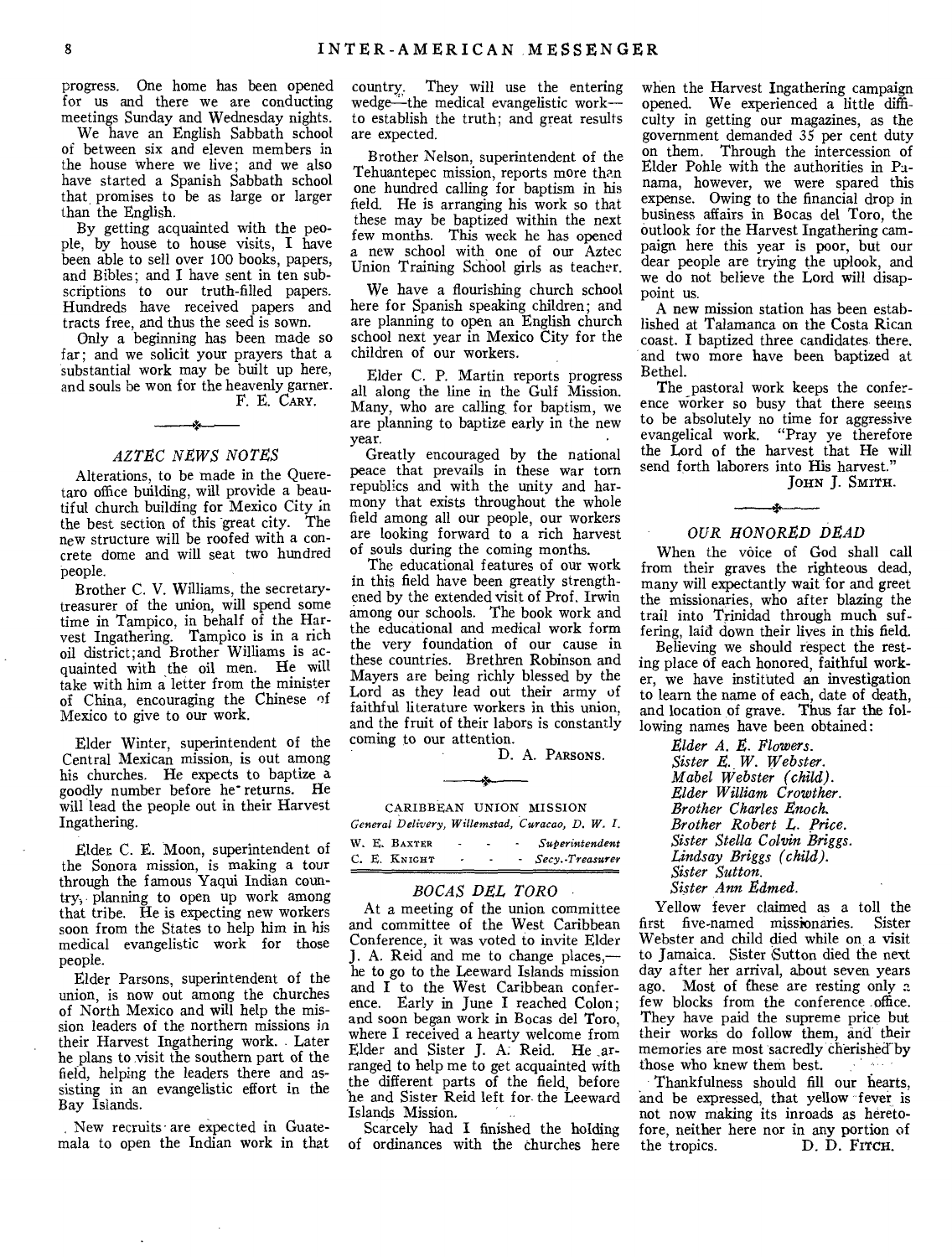progress. One home has been opened for us and there we are conducting meetings Sunday and Wednesday nights.

We have an English Sabbath school of between six and eleven members in the house where we live; and we also have started a Spanish Sabbath school that promises to be as large or larger than the English.

By getting acquainted with the people, by house to house visits, I have been able to sell over 100 books, papers, and Bibles; and I have sent in ten subscriptions to our truth-filled papers. Hundreds have received papers and tracts free, and thus the seed is sown.

Only a beginning has been made so far; and we solicit your prayers that a substantial work may be built up here, and souls be won for the heavenly garner.

F. E. CARY.

### *AZTEC NEWS NOTES*

Alterations, to be made in the Queretaro office building, will provide a beautiful church building for Mexico City in the best section of this great city. The new structure will be roofed with a concrete dome and will seat two hundred people.

Brother C. V. Williams, the secretary-treasurer of the union, will spend some time in Tampico, in behalf of the Harvest Ingathering. Tampico is in a rich oil district; and Brother Williams is acquainted with the oil men. He will take with him a letter from the minister of China, encouraging the Chinese of Mexico to give to our work.

Elder Winter, superintendent of the Central Mexican mission, is out among his churches. He expects to baptize a goodly number before he returns. He will lead the people out in their Harvest Ingathering.

Elder C. E. Moon, superintendent of the Sonora mission, is making a tour through the famous Yaqui Indian country, planning to open up work among that tribe. He is expecting new workers soon from the States to help him in his medical evangelistic work for those people.

Elder Parsons, superintendent of the union, is now out among the churches of North Mexico and will help the mission leaders of the northern missions in their Harvest Ingathering work. Later he plans to visit the southern part of the field, helping the leaders there and assisting in an evangelistic effort in the Bay Islands.

New recruits are expected in Guatemala to open the Indian work in that country. They will use the entering wedge—the medical evangelistic work—to establish the truth; and great results are expected.

Brother Nelson, superintendent of the Tehuantepec mission, reports more than one hundred calling for baptism in his field. He is arranging his work so that these may be baptized within the next few months. This week he has opened a new school with one of our Aztec Union Training School girls as teacher.

We have a flourishing church school here for Spanish speaking children; and are planning to open an English church school next year in Mexico City for the children of our workers.

Elder C. P. Martin reports progress all along the line in the Gulf Mission. Many, who are calling for baptism, we are planning to baptize early in the new year.

Greatly encouraged by the national peace that prevails in these war torn republics and with the unity and harmony that exists throughout the whole field among all our people, our workers are looking forward to a rich harvest of souls during the coming months.

The educational features of our work in this field have been greatly strengthened by the extended visit of Prof. Irwin among our schools. The book work and the educational and medical work form the very foundation of our cause in these countries. Brethren Robinson and Mayers are being richly blessed by the Lord as they lead out their army of faithful literature workers in this union, and the fruit of their labors is constantly coming to our attention.

D. A. PARSONS.

## CARIBBEAN UNION MISSION

*General Delivery, Willemstad, Curacao, D. W. I.*

W. E. BAXTER - - - *Superintendent*
C. E. KNIGHT - - - *Secy.-Treasurer*

### *BOCAS DEL TORO*

At a meeting of the union committee and committee of the West Caribbean Conference, it was voted to invite Elder J. A. Reid and me to change places,—he to go to the Leeward Islands mission and I to the West Caribbean conference. Early in June I reached Colon; and soon began work in Bocas del Toro, where I received a hearty welcome from Elder and Sister J. A. Reid. He arranged to help me to get acquainted with the different parts of the field, before he and Sister Reid left for the Leeward Islands Mission.

Scarcely had I finished the holding of ordinances with the churches here when the Harvest Ingathering campaign opened. We experienced a little difficulty in getting our magazines, as the government demanded 35 per cent duty on them. Through the intercession of Elder Pohle with the authorities in Panama, however, we were spared this expense. Owing to the financial drop in business affairs in Bocas del Toro, the outlook for the Harvest Ingathering campaign here this year is poor, but our dear people are trying the uplook, and we do not believe the Lord will disappoint us.

A new mission station has been established at Talamanca on the Costa Rican coast. I baptized three candidates there, and two more have been baptized at Bethel.

The pastoral work keeps the conference worker so busy that there seems to be absolutely no time for aggressive evangelical work. "Pray ye therefore the Lord of the harvest that He will send forth laborers into His harvest."

JOHN J. SMITH.

### *OUR HONORED DEAD*

When the voice of God shall call from their graves the righteous dead, many will expectantly wait for and greet the missionaries, who after blazing the trail into Trinidad through much suffering, laid down their lives in this field.

Believing we should respect the resting place of each honored, faithful worker, we have instituted an investigation to learn the name of each, date of death, and location of grave. Thus far the following names have been obtained:

*Elder A. E. Flowers.*
*Sister E. W. Webster.*
*Mabel Webster (child).*
*Elder William Crowther.*
*Brother Charles Enoch.*
*Brother Robert L. Price.*
*Sister Stella Colvin Briggs.*
*Lindsay Briggs (child).*
*Sister Sutton.*
*Sister Ann Edmed.*

Yellow fever claimed as a toll the first five-named missionaries. Sister Webster and child died while on a visit to Jamaica. Sister Sutton died the next day after her arrival, about seven years ago. Most of these are resting only a few blocks from the conference office. They have paid the supreme price but their works do follow them, and their memories are most sacredly cherished by those who knew them best.

Thankfulness should fill our hearts, and be expressed, that yellow fever is not now making its inroads as heretofore, neither here nor in any portion of the tropics.

D. D. FITCH.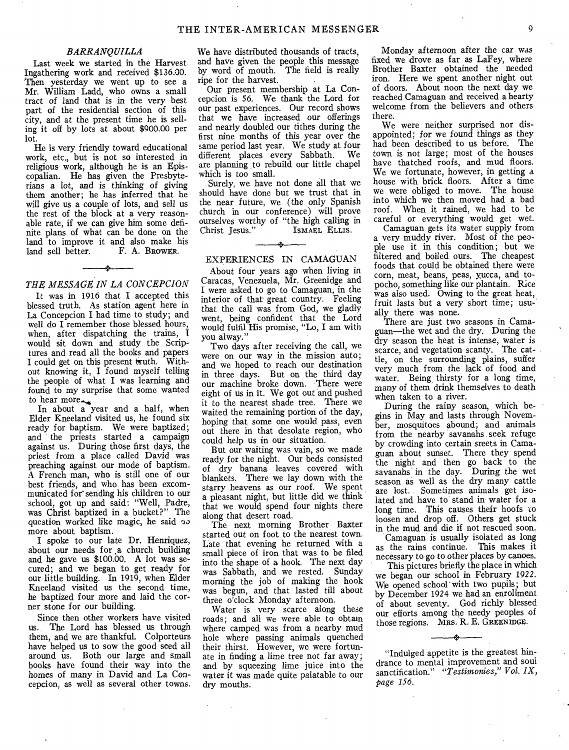### *BARRANQUILLA*

Last week we started in the Harvest Ingathering work and received $136.00. Then yesterday we went up to see a Mr. William Ladd, who owns a small tract of land that is in the very best part of the residential section of this city, and at the present time he is selling it off by lots at about $900.00 per lot.

He is very friendly toward educational work, etc., but is not so interested in religious work, although he is an Episcopalian. He has given the Presbyterians a lot, and is thinking of giving them another; he has inferred that he will give us a couple of lots, and sell us the rest of the block at a very reasonable rate, if we can give him some definite plans of what can be done on the land to improve it and also make his land sell better. F. A. BROWER.

### *THE MESSAGE IN LA CONCEPCION*

It was in 1916 that I accepted this blessed truth. As station agent here in La Concepcion I had time to study; and well do I remember those blessed hours, when, after dispatching the trains, I would sit down and study the Scriptures and read all the books and papers I could get on this present truth. Without knowing it, I found myself telling the people of what I was learning and found to my surprise that some wanted to hear more.

In about a year and a half, when Elder Kneeland visited us, he found six ready for baptism. We were baptized; and the priests started a campaign against us. During those first days, the priest from a place called David was preaching against our mode of baptism. A French man, who is still one of our best friends, and who has been excommunicated for sending his children to our school, got up and said: "Well, Padre, was Christ baptized in a bucket?" The question worked like magic, he said no more about baptism.

I spoke to our late Dr. Henriquez, about our needs for a church building and he gave us $100.00. A lot was secured; and we began to get ready for our little building. In 1919, when Elder Kneeland visited us the second time, he baptized four more and laid the corner stone for our building.

Since then other workers have visited us. The Lord has blessed us through them, and we are thankful. Colporteurs have helped us to sow the good seed all around us. Both our large and small books have found their way into the homes of many in David and La Concepcion, as well as several other towns. We have distributed thousands of tracts, and have given the people this message by word of mouth. The field is really ripe for the harvest.

Our present membership at La Concepcion is 56. We thank the Lord for our past experiences. Our record shows that we have increased our offerings and nearly doubled our tithes during the first nine months of this year over the same period last year. We study at four different places every Sabbath. We are planning to rebuild our little chapel which is too small.

Surely, we have not done all that we should have done but we trust that in the near future, we (the only Spanish church in our conference) will prove ourselves worthy of "the high calling in Christ Jesus." ISMAEL ELLIS.

### EXPERIENCES IN CAMAGUAN

About four years ago when living in Caracas, Venezuela, Mr. Greenidge and I were asked to go to Camaguan, in the interior of that great country. Feeling that the call was from God, we gladly went, being confident that the Lord would fulfil His promise, "Lo, I am with you alway."

Two days after receiving the call, we were on our way in the mission auto; and we hoped to reach our destination in three days. But on the third day our machine broke down. There were eight of us in it. We got out and pushed it to the nearest shade tree. There we waited the remaining portion of the day, hoping that some one would pass, even out there in that desolate region, who could help us in our situation.

But our waiting was vain, so we made ready for the night. Our beds consisted of dry banana leaves covered with blankets. There we lay down with the starry heavens as our roof. We spent a pleasant night, but little did we think that we would spend four nights there along that desert road.

The next morning Brother Baxter started out on foot to the nearest town. Late that evening he returned with a small piece of iron that was to be filed into the shape of a hook. The next day was Sabbath, and we rested. Sunday morning the job of making the hook was begun, and that lasted till about three o'clock Monday afternoon.

Water is very scarce along these roads; and all we were able to obtain where camped was from a nearby mud hole where passing animals quenched their thirst. However, we were fortunate in finding a lime tree not far away; and by squeezing lime juice into the water it was made quite palatable to our dry mouths.

Monday afternoon after the car was fixed we drove as far as LaFey, where Brother Baxter obtained the needed iron. Here we spent another night out of doors. About noon the next day we reached Camaguan and received a hearty welcome from the believers and others there.

We were neither surprised nor disappointed; for we found things as they had been described to us before. The town is not large; most of the houses have thatched roofs, and mud floors. We we fortunate, however, in getting a house with brick floors. After a time we were obliged to move. The house into which we then moved had a bad roof. When it rained, we had to be careful or everything would get wet.

Camaguan gets its water supply from a very muddy river. Most of the people use it in this condition; but we filtered and boiled ours. The cheapest foods that could be obtained there were corn, meat, beans, peas, yucca, and topocho, something like our plantain. Rice was also used. Owing to the great heat, fruit lasts but a very short time; usually there was none.

There are just two seasons in Camaguan—the wet and the dry. During the dry season the heat is intense, water is scarce, and vegetation scanty. The cattle, on the surrounding plains, suffer very much from the lack of food and water. Being thirsty for a long time, many of them drink themselves to death when taken to a river.

During the rainy season, which begins in May and lasts through November, mosquitoes abound; and animals from the nearby savanahs seek refuge by crowding into certain sreets in Camaguan about sunset. There they spend the night and then go back to the savanahs in the day. During the wet season as well as the dry many cattle are lost. Sometimes animals get isolated and have to stand in water for a long time. This causes their hoofs to loosen and drop off. Others get stuck in the mud and die if not rescued soon.

Camaguan is usually isolated as long as the rains continue. This makes it necessary to go to other places by canoes.

This pictures briefly the place in which we began our school in February 1922. We opened school with two pupils; but by December 1924 we had an enrollment of about seventy. God richly blessed our efforts among the needy peoples of those regions. MRS. R. E. GREENIDGE.

"Indulged appetite is the greatest hindrance to mental improvement and soul sanctification." *"Testimonies," Vol. IX, page 156.*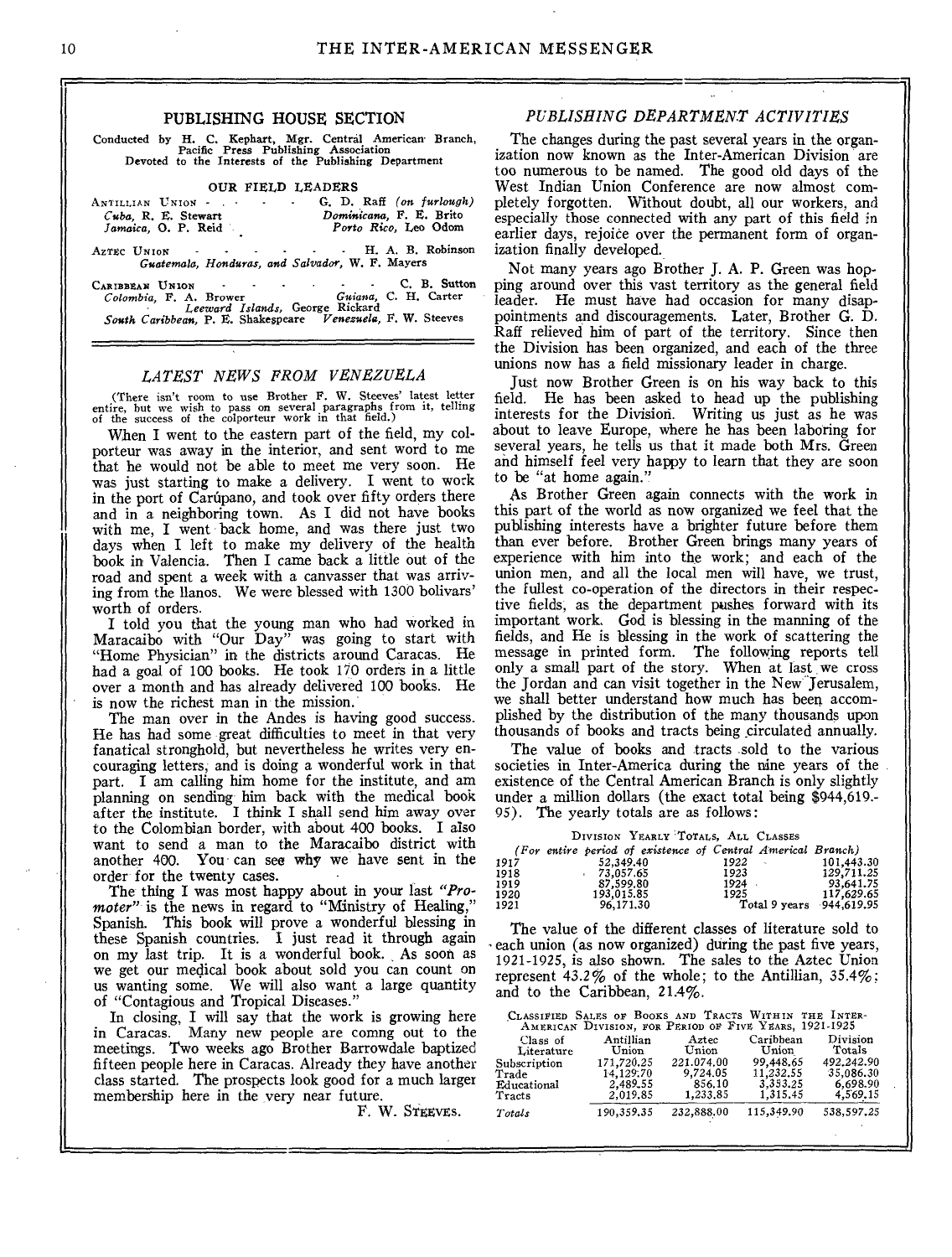## PUBLISHING HOUSE SECTION

Conducted by H. C. Kephart, Mgr. Central American Branch, Pacific Press Publishing Association
Devoted to the Interests of the Publishing Department

### OUR FIELD LEADERS

ANTILLIAN UNION - - - - - G. D. Raff *(on furlough)*
*Cuba*, R. E. Stewart — *Dominicana*, F. E. Brito
*Jamaica*, O. P. Reid — *Porto Rico*, Leo Odom

AZTEC UNION - - - - - - - H. A. B. Robinson
*Guatemala, Honduras, and Salvador*, W. F. Mayers

CARIBBEAN UNION - - - - - - C. B. Sutton
*Colombia*, F. A. Brower — *Guiana*, C. H. Carter
*Leeward Islands*, George Rickard
*South Caribbean*, P. E. Shakespeare — *Venezuela*, F. W. Steeves

### *LATEST NEWS FROM VENEZUELA*

(There isn't room to use Brother F. W. Steeves' latest letter entire, but we wish to pass on several paragraphs from it, telling of the success of the colporteur work in that field.)

When I went to the eastern part of the field, my colporteur was away in the interior, and sent word to me that he would not be able to meet me very soon. He was just starting to make a delivery. I went to work in the port of Carúpano, and took over fifty orders there and in a neighboring town. As I did not have books with me, I went back home, and was there just two days when I left to make my delivery of the health book in Valencia. Then I came back a little out of the road and spent a week with a canvasser that was arriving from the llanos. We were blessed with 1300 bolivars' worth of orders.

I told you that the young man who had worked in Maracaibo with "Our Day" was going to start with "Home Physician" in the districts around Caracas. He had a goal of 100 books. He took 170 orders in a little over a month and has already delivered 100 books. He is now the richest man in the mission.

The man over in the Andes is having good success. He has had some great difficulties to meet in that very fanatical stronghold, but nevertheless he writes very encouraging letters, and is doing a wonderful work in that part. I am calling him home for the institute, and am planning on sending him back with the medical book after the institute. I think I shall send him away over to the Colombian border, with about 400 books. I also want to send a man to the Maracaibo district with another 400. You can see why we have sent in the order for the twenty cases.

The thing I was most happy about in your last *"Promoter"* is the news in regard to "Ministry of Healing," Spanish. This book will prove a wonderful blessing in these Spanish countries. I just read it through again on my last trip. It is a wonderful book. As soon as we get our medical book about sold you can count on us wanting some. We will also want a large quantity of "Contagious and Tropical Diseases."

In closing, I will say that the work is growing here in Caracas. Many new people are comng out to the meetings. Two weeks ago Brother Barrowdale baptized fifteen people here in Caracas. Already they have another class started. The prospects look good for a much larger membership here in the very near future.

F. W. STEEVES.

### *PUBLISHING DEPARTMENT ACTIVITIES*

The changes during the past several years in the organization now known as the Inter-American Division are too numerous to be named. The good old days of the West Indian Union Conference are now almost completely forgotten. Without doubt, all our workers, and especially those connected with any part of this field in earlier days, rejoice over the permanent form of organization finally developed.

Not many years ago Brother J. A. P. Green was hopping around over this vast territory as the general field leader. He must have had occasion for many disappointments and discouragements. Later, Brother G. D. Raff relieved him of part of the territory. Since then the Division has been organized, and each of the three unions now has a field missionary leader in charge.

Just now Brother Green is on his way back to this field. He has been asked to head up the publishing interests for the Division. Writing us just as he was about to leave Europe, where he has been laboring for several years, he tells us that it made both Mrs. Green and himself feel very happy to learn that they are soon to be "at home again."

As Brother Green again connects with the work in this part of the world as now organized we feel that the publishing interests have a brighter future before them than ever before. Brother Green brings many years of experience with him into the work; and each of the union men, and all the local men will have, we trust, the fullest co-operation of the directors in their respective fields, as the department pushes forward with its important work. God is blessing in the manning of the fields, and He is blessing in the work of scattering the message in printed form. The following reports tell only a small part of the story. When at last we cross the Jordan and can visit together in the New Jerusalem, we shall better understand how much has been accomplished by the distribution of the many thousands upon thousands of books and tracts being circulated annually.

The value of books and tracts sold to the various societies in Inter-America during the nine years of the existence of the Central American Branch is only slightly under a million dollars (the exact total being $944,619.-95). The yearly totals are as follows:

DIVISION YEARLY TOTALS, ALL CLASSES
*(For entire period of existence of Central American Branch)*

| Year | Total | Year | Total |
|---|---|---|---|
| 1917 | 52,349.40 | 1922 | 101,443.30 |
| 1918 | 73,057.65 | 1923 | 129,711.25 |
| 1919 | 87,599.80 | 1924 | 93,641.75 |
| 1920 | 193,015.85 | 1925 | 117,629.65 |
| 1921 | 96,171.30 | Total 9 years | 944,619.95 |

The value of the different classes of literature sold to each union (as now organized) during the past five years, 1921-1925, is also shown. The sales to the Aztec Union represent 43.2% of the whole; to the Antillian, 35.4%; and to the Caribbean, 21.4%.

CLASSIFIED SALES OF BOOKS AND TRACTS WITHIN THE INTER-AMERICAN DIVISION, FOR PERIOD OF FIVE YEARS, 1921-1925

| Class of Literature | Antillian Union | Aztec Union | Caribbean Union | Division Totals |
|---|---|---|---|---|
| Subscription | 171,720.25 | 221,074.00 | 99,448.65 | 492,242.90 |
| Trade | 14,129.70 | 9,724.05 | 11,232.55 | 35,086.30 |
| Educational | 2,489.55 | 856.10 | 3,353.25 | 6,698.90 |
| Tracts | 2,019.85 | 1,233.85 | 1,315.45 | 4,569.15 |
| *Totals* | 190,359.35 | 232,888.00 | 115,349.90 | 538,597.25 |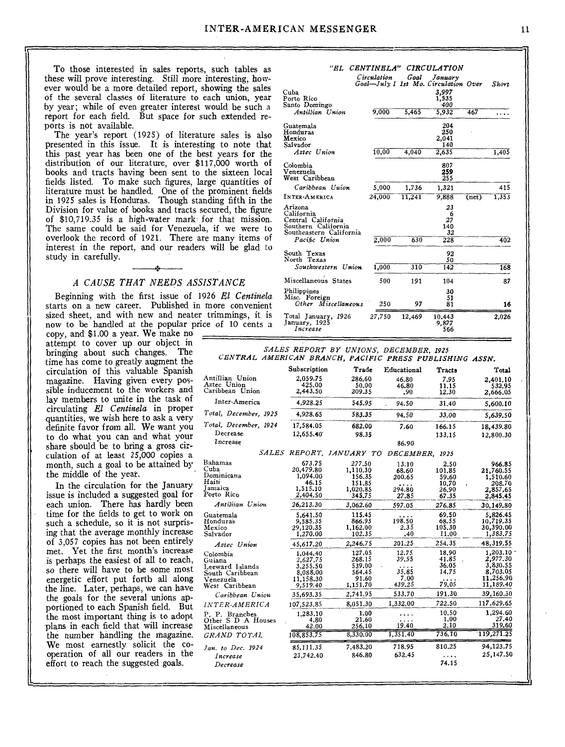To those interested in sales reports, such tables as these will prove interesting. Still more interesting, however would be a more detailed report, showing the sales of the several classes of literature to each union, year by year; while of even greater interest would be such a report for each field. But space for such extended reports is not available.

The year's report (1925) of literature sales is also presented in this issue. It is interesting to note that this past year has been one of the best years for the distribution of our literature, over $117,000 worth of books and tracts having been sent to the sixteen local fields listed. To make such figures, large quantities of literature must be handled. One of the prominent fields in 1925 sales is Honduras. Though standing fifth in the Division for value of books and tracts secured, the figure of $10,719.35 is a high-water mark for that mission. The same could be said for Venezuela, if we were to overlook the record of 1921. There are many items of interest in the report, and our readers will be glad to study in carefully.

## A CAUSE THAT NEEDS ASSISTANCE

Beginning with the first issue of 1926 *El Centinela* starts on a new career. Published in more convenient sized sheet, and with new and neater trimmings, it is now to be handled at the popular price of 10 cents a copy, and $1.00 a year. We make no attempt to cover up our object in bringing about such changes. The time has come to greatly augment the circulation of this valuable Spanish magazine. Having given every possible inducement to the workers and lay members to unite in the task of circulating *El Centinela* in proper quantities, we wish here to ask a very definite favor from all. We want you to do what you can and what your share should be to bring a gross circulation of at least 25,000 copies a month, such a goal to be attained by the middle of the year.

In the circulation for the January issue is included a suggested goal for each union. There has hardly been time for the fields to get to work on such a schedule, so it is not surprising that the average monthly increase of 3,057 copies has not been entirely met. Yet the first month's increase is perhaps the easiest of all to reach, so there will have to be some most energetic effort put forth all along the line. Later, perhaps, we can have the goals for the several unions apportioned to each Spanish field. But the most important thing is to adopt plans in each field that will increase the number handling the magazine. We most earnestly solicit the cooperation of all our readers in the effort to reach the suggested goals.

### "EL CENTINELA" CIRCULATION

| | Circulation Goal—July 1 | Goal 1st Mo. | January Circulation | Over | Short |
|---|---|---|---|---|---|
| Cuba | | | 3,997 | | |
| Porto Rico | | | 1,535 | | |
| Santo Domingo | | | 400 | | |
| *Antillian Union* | 9,000 | 5,465 | 5,932 | 467 | .... |
| Guatemala | | | 204 | | |
| Honduras | | | 250 | | |
| Mexico | | | 2,041 | | |
| Salvador | | | 140 | | |
| *Aztec Union* | 10,00 | 4,040 | 2,635 | | 1,405 |
| Colombia | | | 807 | | |
| Venezuela | | | 259 | | |
| West Caribbean | | | 255 | | |
| *Caribbean Union* | 5,000 | 1,736 | 1,321 | | 415 |
| INTER-AMERICA | 24,000 | 11,241 | 9,888 | (net) | 1,353 |
| Arizona | | | 23 | | |
| California | | | 6 | | |
| Central California | | | 27 | | |
| Southern California | | | 140 | | |
| Southeastern California | | | 32 | | |
| *Pacific Union* | 2,000 | 630 | 228 | | 402 |
| South Texas | | | 92 | | |
| North Texas | | | 50 | | |
| *Southwestern Union* | 1,000 | 310 | 142 | | 168 |
| Miscellaneous States | 500 | 191 | 104 | | 87 |
| Philippines | | | 30 | | |
| Misc. Foreign | | | 51 | | |
| *Other Miscellaneous* | 250 | 97 | 81 | | 16 |
| Total January, 1926 | 27,750 | 12,469 | 10,443 | | 2,026 |
| January, 1925 | | | 9,877 | | |
| *Increase* | | | 566 | | |

### SALES REPORT BY UNIONS, DECEMBER, 1925
### CENTRAL AMERICAN BRANCH, PACIFIC PRESS PUBLISHING ASSN.

| | Subscription | Trade | Educational | Tracts | Total |
|---|---|---|---|---|---|
| Antillian Union | 2,059.75 | 286.60 | 46.80 | 7.95 | 2,401.10 |
| Aztec Union | 425.00 | 50.00 | 46.80 | 11.15 | 532.95 |
| Caribbean Union | 2,443.50 | 209.35 | .90 | 12.30 | 2,666.05 |
| Inter-America | 4,928.25 | 545.95 | 94.50 | 31.40 | 5,600.10 |
| *Total, December, 1925* | 4,928.65 | 583.35 | 94.50 | 33.00 | 5,639.50 |
| *Total, December, 1924* | 17,584.05 | 682.00 | 7.60 | 166.15 | 18,439.80 |
| Decrease | 12,655.40 | 98.35 | | 133.15 | 12,800.30 |
| Increase | | | 86.90 | | |

### SALES REPORT, JANUARY TO DECEMBER, 1925

| | Subscription | Trade | Educational | Tracts | Total |
|---|---|---|---|---|---|
| Bahamas | 673.75 | 277.50 | 13.10 | 2.50 | 966.85 |
| Cuba | 20,479.80 | 1,110.30 | 68.60 | 101.85 | 21,760.55 |
| Dominicana | 1,094.00 | 156.35 | 200.65 | 59.60 | 1,510.60 |
| Haiti | 46.15 | 151.85 | .... | 10.70 | 208.70 |
| Jamaica | 1,515.10 | 1,020.85 | 294.80 | 26.90 | 2,857.65 |
| Porto Rico | 2,404.50 | 345.75 | 27.85 | 67.35 | 2,845.45 |
| *Antillian Union* | 26,213.30 | 3,062.60 | 597.05 | 276.85 | 30,149.80 |
| Guatemala | 5,641.50 | 115.45 | .... | 69.50 | 5,826.45 |
| Honduras | 9,585.35 | 866.95 | 198.50 | 68.55 | 10,719.35 |
| Mexico | 29,120.35 | 1,162.00 | 2.35 | 105.30 | 30,390.00 |
| Salvador | 1,270.00 | 102.35 | .40 | 11.00 | 1,383.75 |
| *Aztec Union* | 45,617.20 | 2,246.75 | 201.25 | 254.35 | 48,319.55 |
| Colombia | 1,044.40 | 127.05 | 12.75 | 18.90 | 1,203.10 |
| Guiana | 2,627.75 | 268.15 | 39.55 | 41.85 | 2,977.30 |
| Leeward Islands | 3,255.50 | 539.00 | .... | 36.05 | 3,830.55 |
| South Caribbean | 8,088.00 | 564.45 | 35.85 | 14.75 | 8,703.05 |
| Venezuela | 11,158.30 | 91.60 | 7.00 | .... | 11,256.90 |
| West Caribbean | 9,519.40 | 1,151.70 | 439.25 | 79.05 | 11,189.40 |
| *Caribbean Union* | 35,693.35 | 2,741.95 | 533.70 | 191.30 | 39,160.30 |
| *INTER-AMERICA* | 107,523.85 | 8,051.30 | 1,332.00 | 722.50 | 117,629.65 |
| P. P. Branches | 1,283.10 | 1.00 | .... | 10.50 | 1,294.60 |
| Other S D A Houses | 4.80 | 21.60 | .... | 1.00 | 27.40 |
| Miscellaneous | 42.00 | 256.10 | 19.40 | 2.10 | 319.60 |
| *GRAND TOTAL* | 108,853.75 | 8,330.00 | 1,351.40 | 736.10 | 119,271.25 |
| *Jan. to Dec. 1924* | 85,111.35 | 7,483.20 | 718.95 | 810.25 | 94,123.75 |
| *Increase* | 23,742.40 | 846.80 | 632.45 | .... | 25,147.50 |
| *Decrease* | | | | 74.15 | |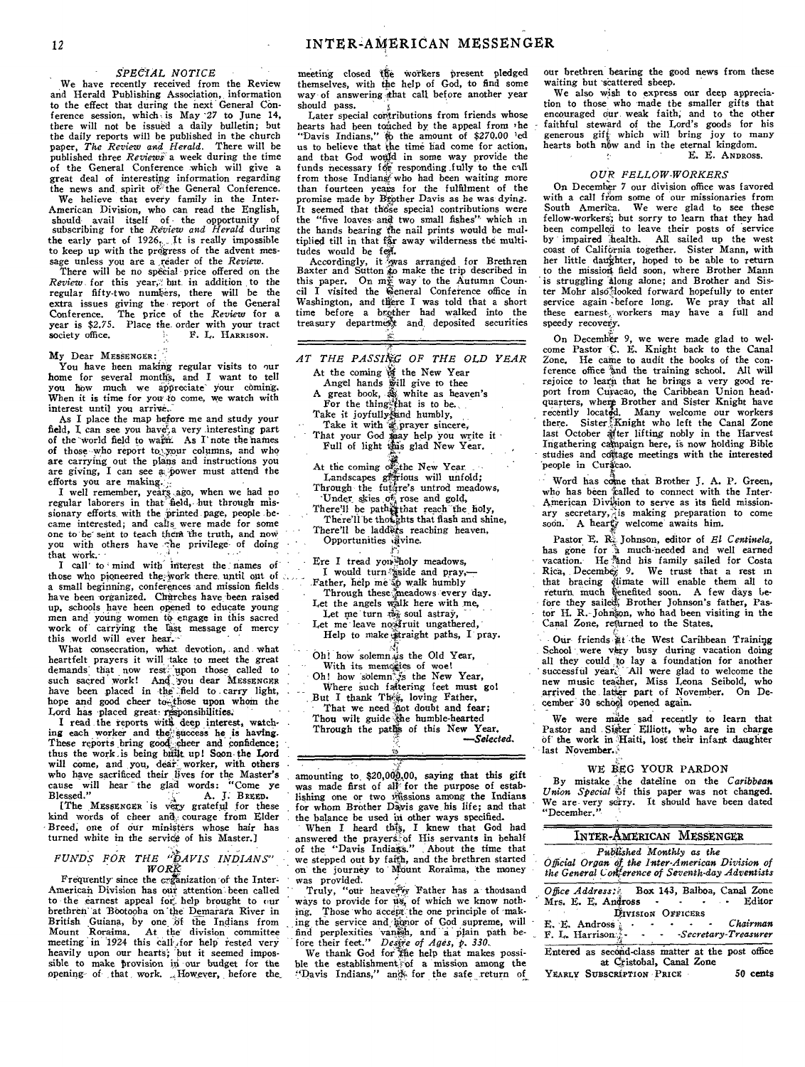*SPECIAL NOTICE*

We have recently received from the Review and Herald Publishing Association, information to the effect that during the next General Conference session, which is May 27 to June 14, there will not be issued a daily bulletin; but the daily reports will be published in the church paper, *The Review and Herald*. There will be published three *Reviews* a week during the time of the General Conference which will give a great deal of interesting information regarding the news and spirit of the General Conference.

We believe that every family in the Inter-American Division, who can read the English, should avail itself of the opportunity of subscribing for the *Review and Herald* during the early part of 1926. It is really impossible to keep up with the progress of the advent message unless you are a reader of the *Review*.

There will be no special price offered on the *Review* for this year, but in addition to the regular fifty-two numbers, there will be the extra issues giving the report of the General Conference. The price of the *Review* for a year is $2.75. Place the order with your tract society office.

F. L. HARRISON.

My Dear MESSENGER:

You have been making regular visits to our home for several months, and I want to tell you how much we appreciate your coming. When it is time for you to come, we watch with interest until you arrive.

As I place the map before me and study your field, I can see you have a very interesting part of the world field to warn. As I note the names of those who report to your columns, and who are carrying out the plans and instructions you are giving, I can see a power must attend the efforts you are making.

I well remember, years ago, when we had no regular laborers in that field, but through missionary efforts with the printed page, people became interested; and calls were made for some one to be sent to teach them the truth, and now you with others have the privilege of doing that work.

I call to mind with interest the names of those who pioneered the work there until out of a small beginning, conferences and mission fields have been organized. Churches have been raised up, schools have been opened to educate young men and young women to engage in this sacred work of carrying the last message of mercy this world will ever hear.

What consecration, what devotion, and what heartfelt prayers it will take to meet the great demands that now rest upon those called to such sacred work! And you dear MESSENGER have been placed in the field to carry light, hope and good cheer to those upon whom the Lord has placed great responsibilities.

I read the reports with deep interest, watching each worker and the success he is having. These reports bring good cheer and confidence; thus the work is being built up! Soon the Lord will come, and you, dear worker, with others who have sacrificed their lives for the Master's cause will hear the glad words: "Come ye Blessed."

A. J. BREED.

[The MESSENGER is very grateful for these kind words of cheer and courage from Elder Breed, one of our ministers whose hair has turned white in the service of his Master.]

*FUNDS FOR THE "DAVIS INDIANS" WORK*

Frequently since the organization of the Inter-American Division has our attention been called to the earnest appeal for help brought to our brethren at Bootooba on the Demarara River in British Guiana, by one of the Indians from Mount Roraima. At the division committee meeting in 1924 this call for help rested very heavily upon our hearts; but it seemed impossible to make provision in our budget for the opening of that work. However, before the meeting closed the workers present pledged themselves, with the help of God, to find some way of answering that call before another year should pass.

Later special contributions from friends whose hearts had been touched by the appeal from the "Davis Indians," to the amount of $270.00 led us to believe that the time had come for action, and that God would in some way provide the funds necessary for responding fully to the call from those Indians who had been waiting more than fourteen years for the fulfilment of the promise made by Brother Davis as he was dying. It seemed that those special contributions were the "five loaves and two small fishes" which in the hands bearing the nail prints would be multiplied till in that far away wilderness the multitudes would be fed.

Accordingly, it was arranged for Brethren Baxter and Sutton to make the trip described in this paper. On my way to the Autumn Council I visited the General Conference office in Washington, and there I was told that a short time before a brother had walked into the treasury department and deposited securities amounting to $20,000.00, saying that this gift was made first of all for the purpose of establishing one or two missions among the Indians for whom Brother Davis gave his life; and that the balance be used in other ways specified.

When I heard this, I knew that God had answered the prayers of His servants in behalf of the "Davis Indians." About the time that we stepped out by faith, and the brethren started on the journey to Mount Roraima, the money was provided.

Truly, "our heavenly Father has a thousand ways to provide for us, of which we know nothing. Those who accept the one principle of making the service and honor of God supreme, will find perplexities vanish, and a plain path before their feet." *Desire of Ages, p. 330.*

We thank God for the help that makes possible the establishment of a mission among the "Davis Indians," and for the safe return of our brethren bearing the good news from these waiting but scattered sheep.

We also wish to express our deep appreciation to those who made the smaller gifts that encouraged our weak faith, and to the other faithful steward of the Lord's goods for his generous gift which will bring joy to many hearts both now and in the eternal kingdom.

E. E. ANDROSS.

*AT THE PASSING OF THE OLD YEAR*

At the coming of the New Year
Angel hands will give to thee
A great book, as white as heaven's
For the things that is to be.
Take it joyfully and humbly,
Take it with a prayer sincere,
That your God may help you write it
Full of light this glad New Year.

At the coming of the New Year
Landscapes glorious will unfold;
Through the future's untrod meadows,
Under skies of rose and gold,
There'll be paths that reach the holy,
There'll be thoughts that flash and shine,
There'll be ladders reaching heaven,
Opportunities divine.

Ere I tread you holy meadows,
I would turn aside and pray,—
Father, help me to walk humbly
Through these meadows every day.
Let the angels walk here with me,
Let me turn my soul astray,
Let me leave no fruit ungathered,
Help to make straight paths, I pray.

Oh! how solemn is the Old Year,
With its memories of woe!
Oh! how solemn is the New Year,
Where such faltering feet must go!
But I thank Thee, loving Father,
That we need not doubt and fear;
Thou wilt guide the humble-hearted
Through the paths of this New Year.

—*Selected.*

*OUR FELLOW-WORKERS*

On December 7 our division office was favored with a call from some of our missionaries from South America. We were glad to see these fellow-workers; but sorry to learn that they had been compelled to leave their posts of service by impaired health. All sailed up the west coast of California together. Sister Mann, with her little daughter, hoped to be able to return to the mission field soon, where Brother Mann is struggling along alone; and Brother and Sister Mohr also looked forward hopefully to enter service again before long. We pray that all these earnest workers may have a full and speedy recovery.

On December 9, we were made glad to welcome Pastor C. E. Knight back to the Canal Zone. He came to audit the books of the conference office and the training school. All will rejoice to learn that he brings a very good report from Curacao, the Caribbean Union headquarters, where Brother and Sister Knight have recently located. Many welcome our workers there. Sister Knight who left the Canal Zone last October after lifting nobly in the Harvest Ingathering campaign here, is now holding Bible studies and cottage meetings with the interested people in Curacao.

Word has come that Brother J. A. P. Green, who has been called to connect with the Inter-American Division to serve as its field missionary secretary, is making preparation to come soon. A hearty welcome awaits him.

Pastor E. R. Johnson, editor of *El Centinela*, has gone for a much-needed and well earned vacation. He and his family sailed for Costa Rica, December 9. We trust that a rest in that bracing climate will enable them all to return much benefited soon. A few days before they sailed, Brother Johnson's father, Pastor H. R. Johnson, who had been visiting in the Canal Zone, returned to the States.

Our friends at the West Caribbean Training School were very busy during vacation doing all they could to lay a foundation for another successful year. All were glad to welcome the new music teacher, Miss Leona Seibold, who arrived the latter part of November. On December 30 school opened again.

We were made sad recently to learn that Pastor and Sister Elliott, who are in charge of the work in Haiti, lost their infant daughter last November.

WE BEG YOUR PARDON

By mistake the dateline on the *Caribbean Union Special* of this paper was not changed. We are very sorry. It should have been dated "December."

## INTER-AMERICAN MESSENGER

*Published Monthly as the Official Organ of the Inter-American Division of the General Conference of Seventh-day Adventists*

*Office Address:* Box 143, Balboa, Canal Zone
Mrs. E. E. Andross - - - - Editor

DIVISION OFFICERS

E. E. Andross - - - - *Chairman*
F. L. Harrison - - - *Secretary-Treasurer*

Entered as second-class matter at the post office at Cristobal, Canal Zone

YEARLY SUBSCRIPTION PRICE 50 cents